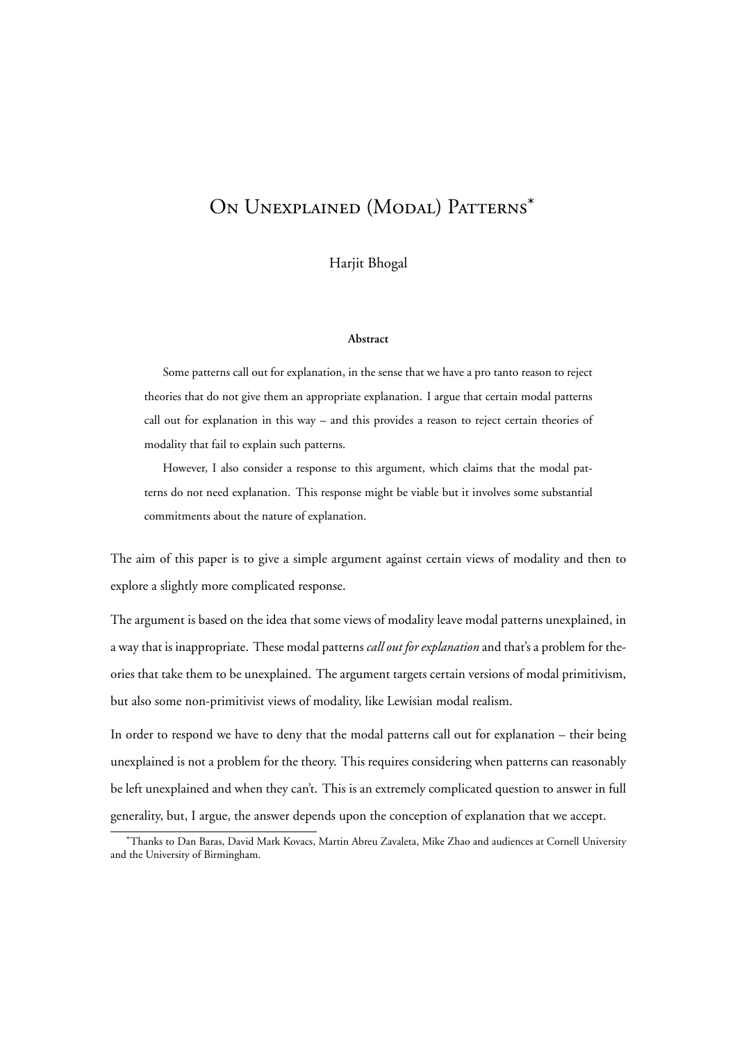# On Unexplained (Modal) Patterns*

Harjit Bhogal

**Abstract**

Some patterns call out for explanation, in the sense that we have a pro tanto reason to reject theories that do not give them an appropriate explanation. I argue that certain modal patterns call out for explanation in this way – and this provides a reason to reject certain theories of modality that fail to explain such patterns.

However, I also consider a response to this argument, which claims that the modal patterns do not need explanation. This response might be viable but it involves some substantial commitments about the nature of explanation.

The aim of this paper is to give a simple argument against certain views of modality and then to explore a slightly more complicated response.

The argument is based on the idea that some views of modality leave modal patterns unexplained, in a way that is inappropriate. These modal patterns *call out for explanation* and that's a problem for theories that take them to be unexplained. The argument targets certain versions of modal primitivism, but also some non-primitivist views of modality, like Lewisian modal realism.

In order to respond we have to deny that the modal patterns call out for explanation – their being unexplained is not a problem for the theory. This requires considering when patterns can reasonably be left unexplained and when they can't. This is an extremely complicated question to answer in full generality, but, I argue, the answer depends upon the conception of explanation that we accept.

*Thanks to Dan Baras, David Mark Kovacs, Martin Abreu Zavaleta, Mike Zhao and audiences at Cornell University and the University of Birmingham.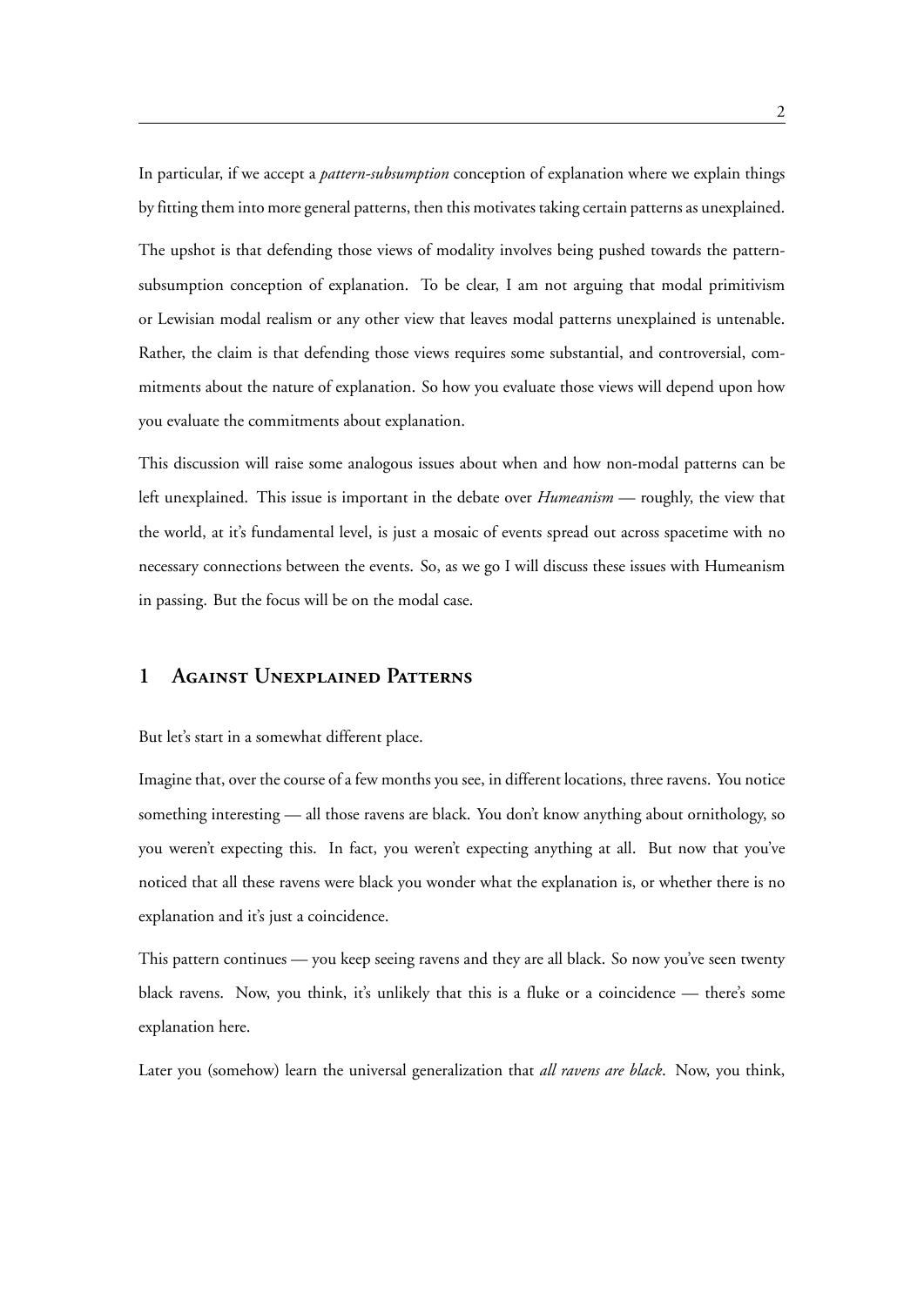In particular, if we accept a *pattern-subsumption* conception of explanation where we explain things by fitting them into more general patterns, then this motivates taking certain patterns as unexplained.

The upshot is that defending those views of modality involves being pushed towards the pattern-subsumption conception of explanation. To be clear, I am not arguing that modal primitivism or Lewisian modal realism or any other view that leaves modal patterns unexplained is untenable. Rather, the claim is that defending those views requires some substantial, and controversial, commitments about the nature of explanation. So how you evaluate those views will depend upon how you evaluate the commitments about explanation.

This discussion will raise some analogous issues about when and how non-modal patterns can be left unexplained. This issue is important in the debate over *Humeanism* — roughly, the view that the world, at it's fundamental level, is just a mosaic of events spread out across spacetime with no necessary connections between the events. So, as we go I will discuss these issues with Humeanism in passing. But the focus will be on the modal case.

## 1 Against Unexplained Patterns

But let's start in a somewhat different place.

Imagine that, over the course of a few months you see, in different locations, three ravens. You notice something interesting — all those ravens are black. You don't know anything about ornithology, so you weren't expecting this. In fact, you weren't expecting anything at all. But now that you've noticed that all these ravens were black you wonder what the explanation is, or whether there is no explanation and it's just a coincidence.

This pattern continues — you keep seeing ravens and they are all black. So now you've seen twenty black ravens. Now, you think, it's unlikely that this is a fluke or a coincidence — there's some explanation here.

Later you (somehow) learn the universal generalization that *all ravens are black*. Now, you think,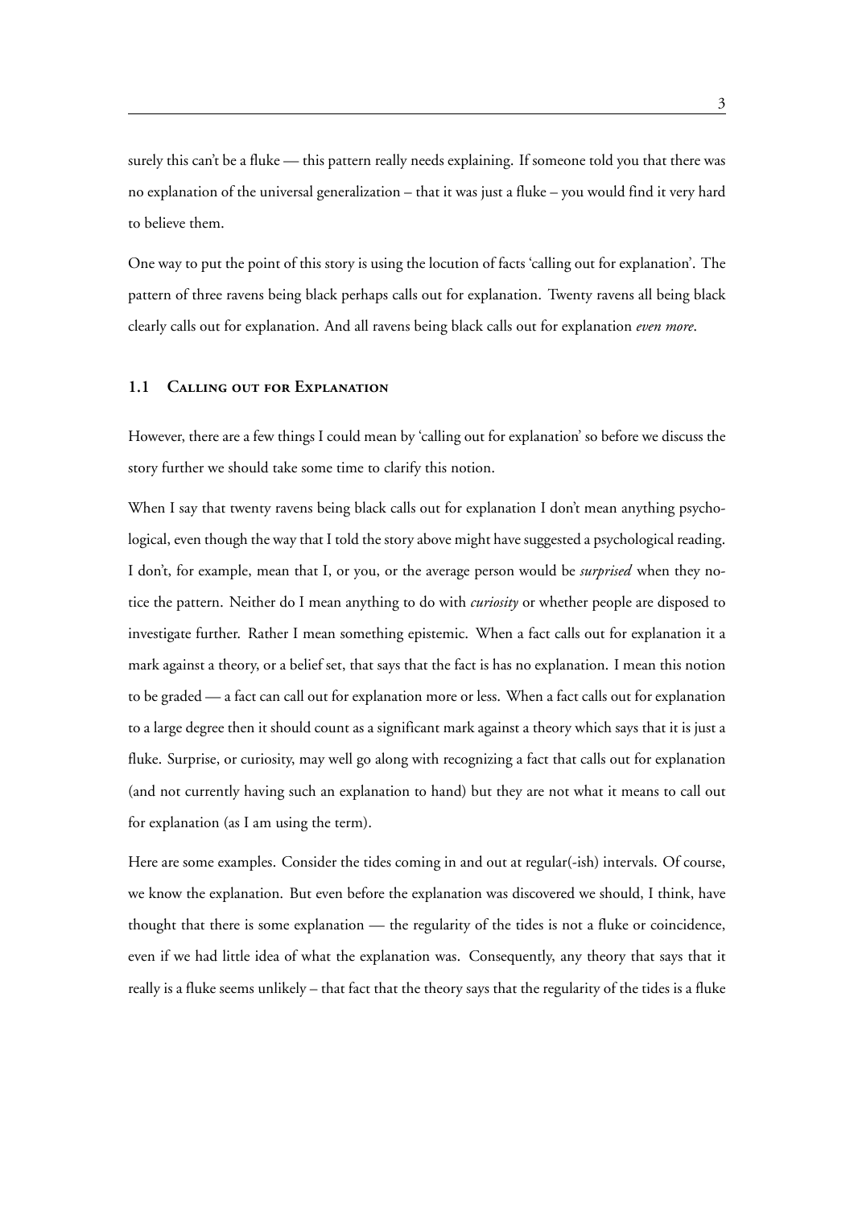surely this can't be a fluke — this pattern really needs explaining. If someone told you that there was no explanation of the universal generalization – that it was just a fluke – you would find it very hard to believe them.

One way to put the point of this story is using the locution of facts 'calling out for explanation'. The pattern of three ravens being black perhaps calls out for explanation. Twenty ravens all being black clearly calls out for explanation. And all ravens being black calls out for explanation *even more*.

### 1.1 Calling out for Explanation

However, there are a few things I could mean by 'calling out for explanation' so before we discuss the story further we should take some time to clarify this notion.

When I say that twenty ravens being black calls out for explanation I don't mean anything psychological, even though the way that I told the story above might have suggested a psychological reading. I don't, for example, mean that I, or you, or the average person would be *surprised* when they notice the pattern. Neither do I mean anything to do with *curiosity* or whether people are disposed to investigate further. Rather I mean something epistemic. When a fact calls out for explanation it a mark against a theory, or a belief set, that says that the fact is has no explanation. I mean this notion to be graded — a fact can call out for explanation more or less. When a fact calls out for explanation to a large degree then it should count as a significant mark against a theory which says that it is just a fluke. Surprise, or curiosity, may well go along with recognizing a fact that calls out for explanation (and not currently having such an explanation to hand) but they are not what it means to call out for explanation (as I am using the term).

Here are some examples. Consider the tides coming in and out at regular(-ish) intervals. Of course, we know the explanation. But even before the explanation was discovered we should, I think, have thought that there is some explanation — the regularity of the tides is not a fluke or coincidence, even if we had little idea of what the explanation was. Consequently, any theory that says that it really is a fluke seems unlikely – that fact that the theory says that the regularity of the tides is a fluke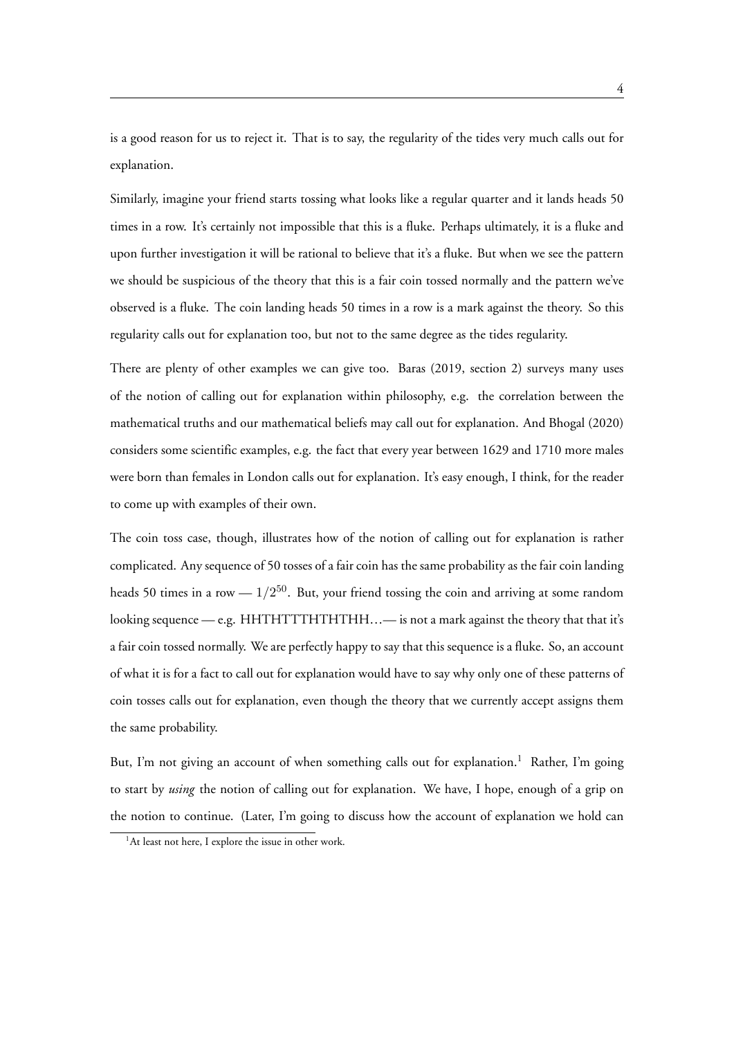is a good reason for us to reject it. That is to say, the regularity of the tides very much calls out for explanation.

Similarly, imagine your friend starts tossing what looks like a regular quarter and it lands heads 50 times in a row. It's certainly not impossible that this is a fluke. Perhaps ultimately, it is a fluke and upon further investigation it will be rational to believe that it's a fluke. But when we see the pattern we should be suspicious of the theory that this is a fair coin tossed normally and the pattern we've observed is a fluke. The coin landing heads 50 times in a row is a mark against the theory. So this regularity calls out for explanation too, but not to the same degree as the tides regularity.

There are plenty of other examples we can give too. Baras (2019, section 2) surveys many uses of the notion of calling out for explanation within philosophy, e.g. the correlation between the mathematical truths and our mathematical beliefs may call out for explanation. And Bhogal (2020) considers some scientific examples, e.g. the fact that every year between 1629 and 1710 more males were born than females in London calls out for explanation. It's easy enough, I think, for the reader to come up with examples of their own.

The coin toss case, though, illustrates how of the notion of calling out for explanation is rather complicated. Any sequence of 50 tosses of a fair coin has the same probability as the fair coin landing heads 50 times in a row — $1/2^{50}$. But, your friend tossing the coin and arriving at some random looking sequence — e.g. HHTHTTTHTHTHH…— is not a mark against the theory that that it's a fair coin tossed normally. We are perfectly happy to say that this sequence is a fluke. So, an account of what it is for a fact to call out for explanation would have to say why only one of these patterns of coin tosses calls out for explanation, even though the theory that we currently accept assigns them the same probability.

But, I'm not giving an account of when something calls out for explanation.[1] Rather, I'm going to start by *using* the notion of calling out for explanation. We have, I hope, enough of a grip on the notion to continue. (Later, I'm going to discuss how the account of explanation we hold can

[1] At least not here, I explore the issue in other work.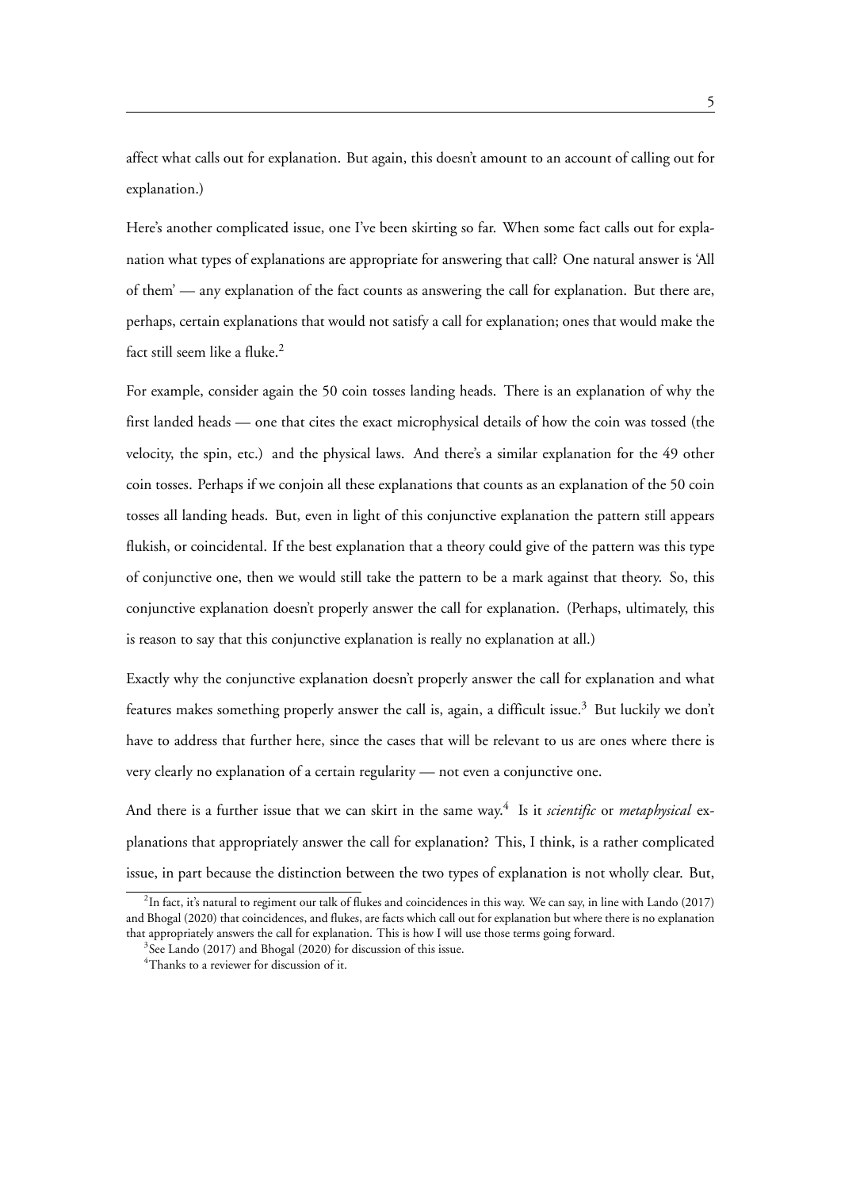affect what calls out for explanation. But again, this doesn't amount to an account of calling out for explanation.)

Here's another complicated issue, one I've been skirting so far. When some fact calls out for explanation what types of explanations are appropriate for answering that call? One natural answer is 'All of them' — any explanation of the fact counts as answering the call for explanation. But there are, perhaps, certain explanations that would not satisfy a call for explanation; ones that would make the fact still seem like a fluke.[2]

For example, consider again the 50 coin tosses landing heads. There is an explanation of why the first landed heads — one that cites the exact microphysical details of how the coin was tossed (the velocity, the spin, etc.) and the physical laws. And there's a similar explanation for the 49 other coin tosses. Perhaps if we conjoin all these explanations that counts as an explanation of the 50 coin tosses all landing heads. But, even in light of this conjunctive explanation the pattern still appears flukish, or coincidental. If the best explanation that a theory could give of the pattern was this type of conjunctive one, then we would still take the pattern to be a mark against that theory. So, this conjunctive explanation doesn't properly answer the call for explanation. (Perhaps, ultimately, this is reason to say that this conjunctive explanation is really no explanation at all.)

Exactly why the conjunctive explanation doesn't properly answer the call for explanation and what features makes something properly answer the call is, again, a difficult issue.[3] But luckily we don't have to address that further here, since the cases that will be relevant to us are ones where there is very clearly no explanation of a certain regularity — not even a conjunctive one.

And there is a further issue that we can skirt in the same way.[4] Is it *scientific* or *metaphysical* explanations that appropriately answer the call for explanation? This, I think, is a rather complicated issue, in part because the distinction between the two types of explanation is not wholly clear. But,

[2] In fact, it's natural to regiment our talk of flukes and coincidences in this way. We can say, in line with Lando (2017) and Bhogal (2020) that coincidences, and flukes, are facts which call out for explanation but where there is no explanation that appropriately answers the call for explanation. This is how I will use those terms going forward.

[3] See Lando (2017) and Bhogal (2020) for discussion of this issue.

[4] Thanks to a reviewer for discussion of it.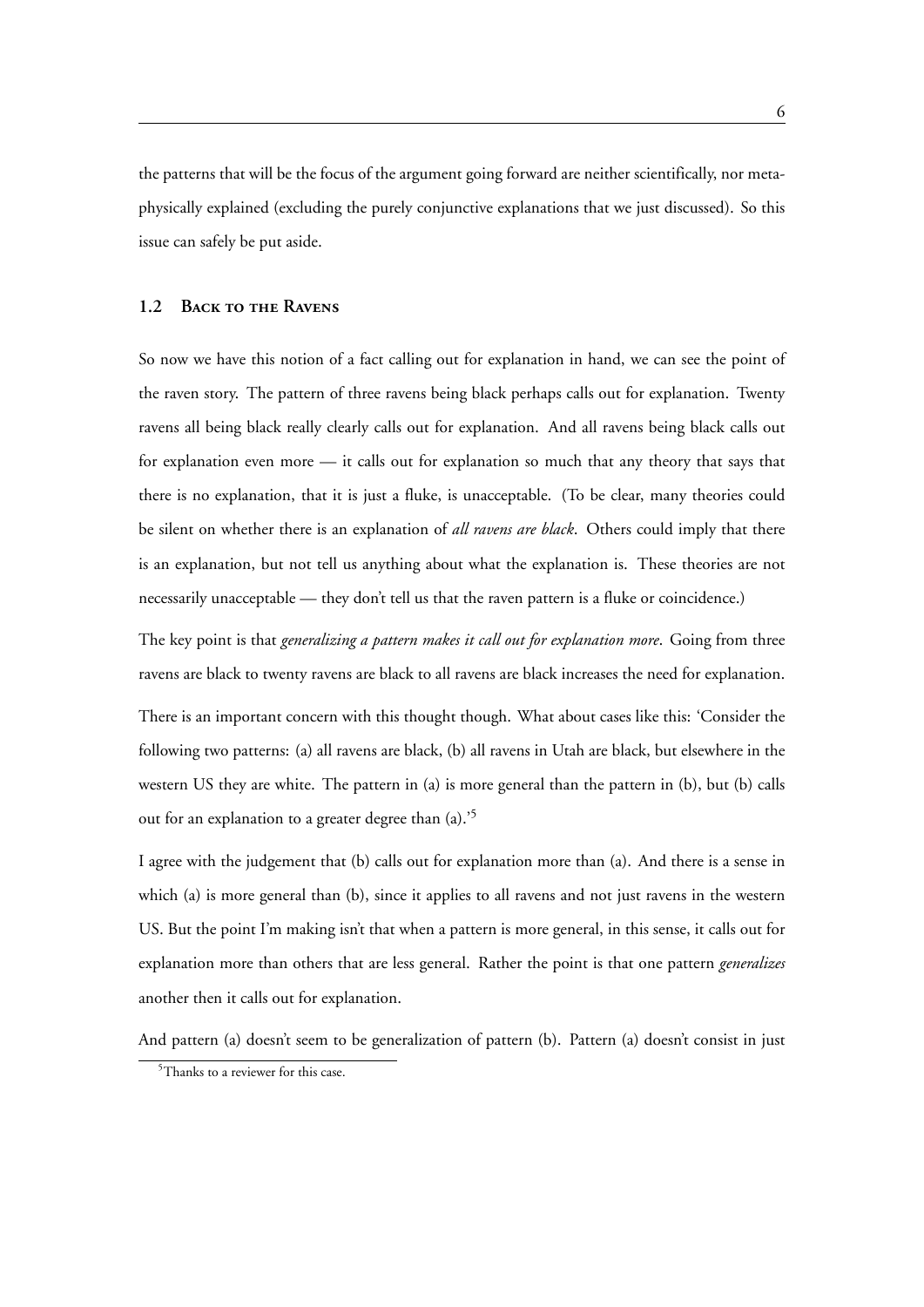the patterns that will be the focus of the argument going forward are neither scientifically, nor metaphysically explained (excluding the purely conjunctive explanations that we just discussed). So this issue can safely be put aside.

### 1.2 Back to the Ravens

So now we have this notion of a fact calling out for explanation in hand, we can see the point of the raven story. The pattern of three ravens being black perhaps calls out for explanation. Twenty ravens all being black really clearly calls out for explanation. And all ravens being black calls out for explanation even more — it calls out for explanation so much that any theory that says that there is no explanation, that it is just a fluke, is unacceptable. (To be clear, many theories could be silent on whether there is an explanation of *all ravens are black*. Others could imply that there is an explanation, but not tell us anything about what the explanation is. These theories are not necessarily unacceptable — they don't tell us that the raven pattern is a fluke or coincidence.)

The key point is that *generalizing a pattern makes it call out for explanation more*. Going from three ravens are black to twenty ravens are black to all ravens are black increases the need for explanation.

There is an important concern with this thought though. What about cases like this: 'Consider the following two patterns: (a) all ravens are black, (b) all ravens in Utah are black, but elsewhere in the western US they are white. The pattern in (a) is more general than the pattern in (b), but (b) calls out for an explanation to a greater degree than (a).'[5]

I agree with the judgement that (b) calls out for explanation more than (a). And there is a sense in which (a) is more general than (b), since it applies to all ravens and not just ravens in the western US. But the point I'm making isn't that when a pattern is more general, in this sense, it calls out for explanation more than others that are less general. Rather the point is that one pattern *generalizes* another then it calls out for explanation.

And pattern (a) doesn't seem to be generalization of pattern (b). Pattern (a) doesn't consist in just

[5] Thanks to a reviewer for this case.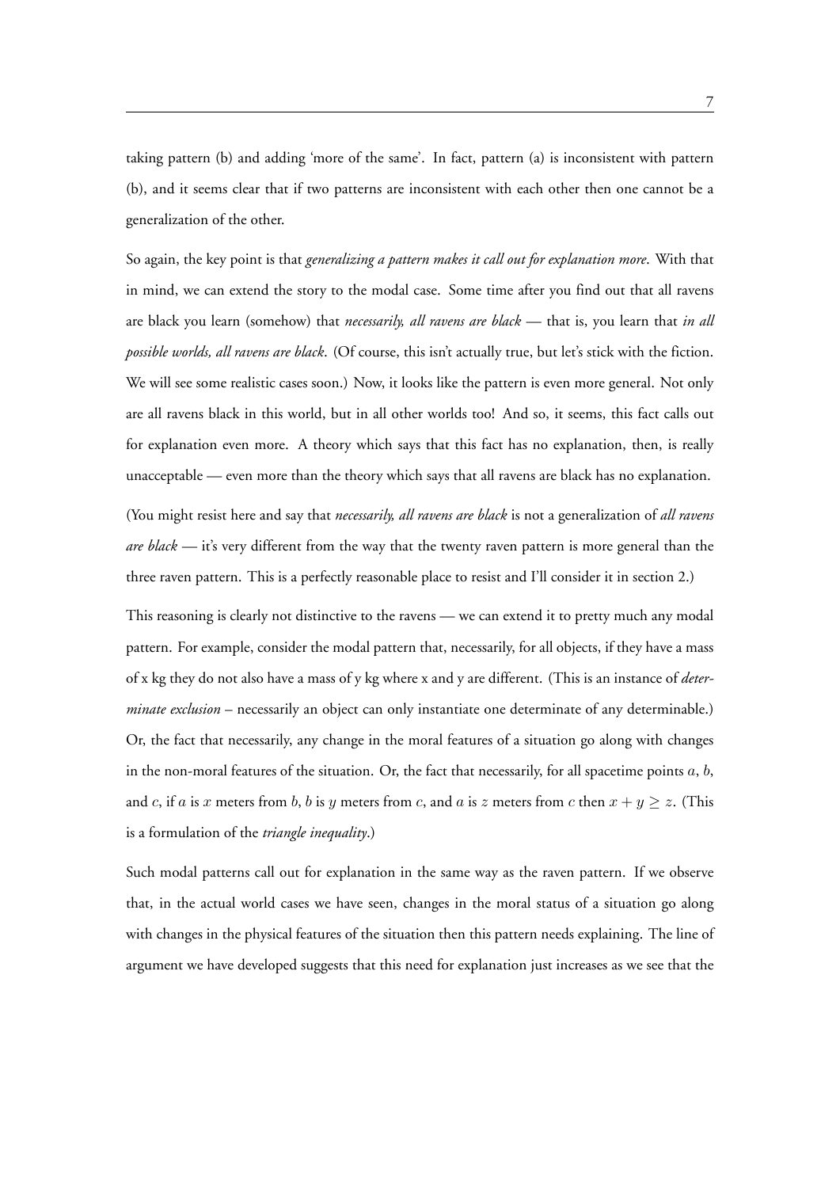taking pattern (b) and adding 'more of the same'. In fact, pattern (a) is inconsistent with pattern (b), and it seems clear that if two patterns are inconsistent with each other then one cannot be a generalization of the other.

So again, the key point is that *generalizing a pattern makes it call out for explanation more*. With that in mind, we can extend the story to the modal case. Some time after you find out that all ravens are black you learn (somehow) that *necessarily, all ravens are black* — that is, you learn that *in all possible worlds, all ravens are black*. (Of course, this isn't actually true, but let's stick with the fiction. We will see some realistic cases soon.) Now, it looks like the pattern is even more general. Not only are all ravens black in this world, but in all other worlds too! And so, it seems, this fact calls out for explanation even more. A theory which says that this fact has no explanation, then, is really unacceptable — even more than the theory which says that all ravens are black has no explanation.

(You might resist here and say that *necessarily, all ravens are black* is not a generalization of *all ravens are black* — it's very different from the way that the twenty raven pattern is more general than the three raven pattern. This is a perfectly reasonable place to resist and I'll consider it in section 2.)

This reasoning is clearly not distinctive to the ravens — we can extend it to pretty much any modal pattern. For example, consider the modal pattern that, necessarily, for all objects, if they have a mass of x kg they do not also have a mass of y kg where x and y are different. (This is an instance of *determinate exclusion* – necessarily an object can only instantiate one determinate of any determinable.) Or, the fact that necessarily, any change in the moral features of a situation go along with changes in the non-moral features of the situation. Or, the fact that necessarily, for all spacetime points $a$, $b$, and $c$, if $a$ is $x$ meters from $b$, $b$ is $y$ meters from $c$, and $a$ is $z$ meters from $c$ then $x + y \geq z$. (This is a formulation of the *triangle inequality*.)

Such modal patterns call out for explanation in the same way as the raven pattern. If we observe that, in the actual world cases we have seen, changes in the moral status of a situation go along with changes in the physical features of the situation then this pattern needs explaining. The line of argument we have developed suggests that this need for explanation just increases as we see that the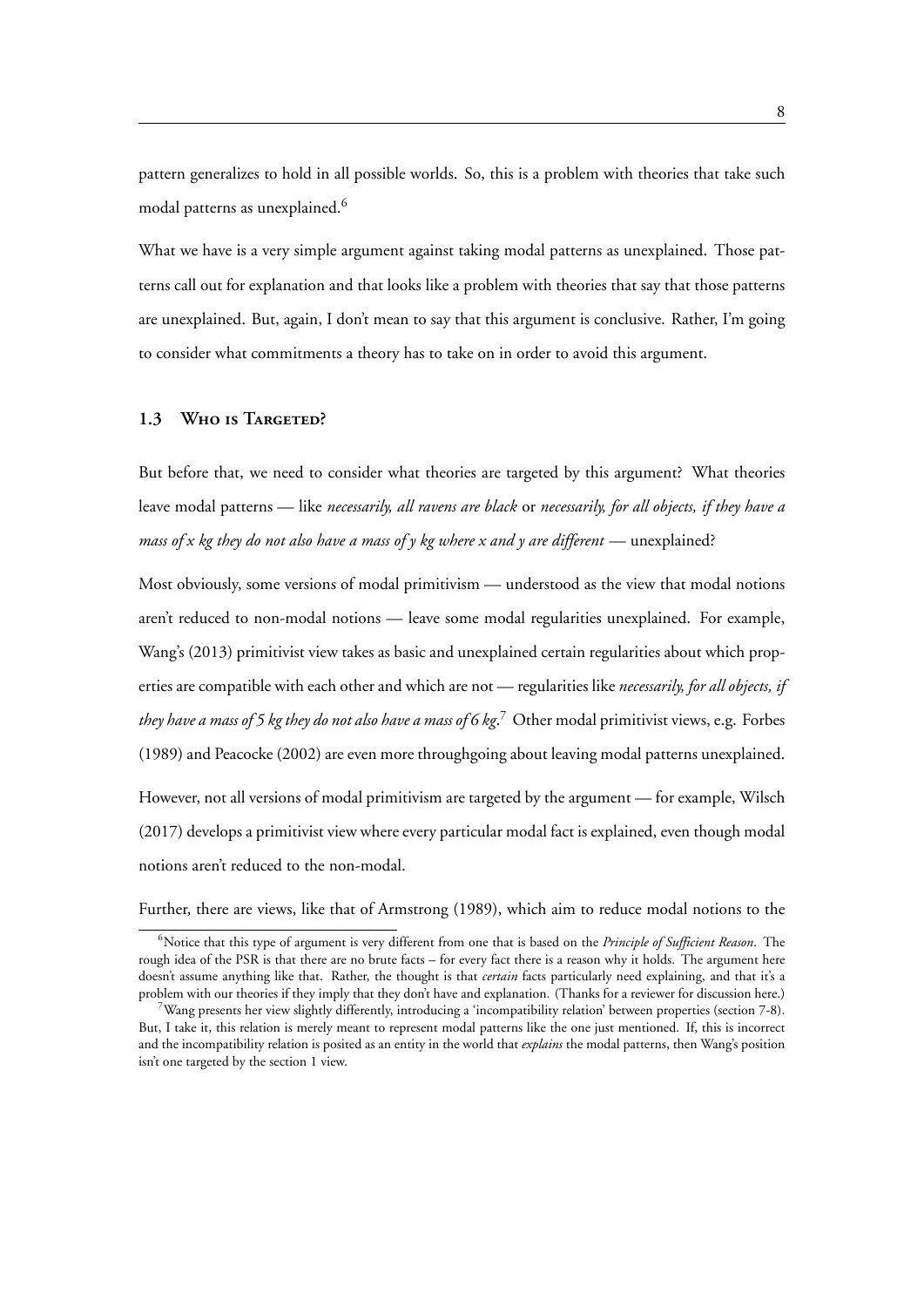pattern generalizes to hold in all possible worlds. So, this is a problem with theories that take such modal patterns as unexplained.[6]

What we have is a very simple argument against taking modal patterns as unexplained. Those patterns call out for explanation and that looks like a problem with theories that say that those patterns are unexplained. But, again, I don't mean to say that this argument is conclusive. Rather, I'm going to consider what commitments a theory has to take on in order to avoid this argument.

### 1.3 Who is Targeted?

But before that, we need to consider what theories are targeted by this argument? What theories leave modal patterns — like *necessarily, all ravens are black* or *necessarily, for all objects, if they have a mass of x kg they do not also have a mass of y kg where x and y are different* — unexplained?

Most obviously, some versions of modal primitivism — understood as the view that modal notions aren't reduced to non-modal notions — leave some modal regularities unexplained. For example, Wang's (2013) primitivist view takes as basic and unexplained certain regularities about which properties are compatible with each other and which are not — regularities like *necessarily, for all objects, if they have a mass of 5 kg they do not also have a mass of 6 kg*.[7] Other modal primitivist views, e.g. Forbes (1989) and Peacocke (2002) are even more throughgoing about leaving modal patterns unexplained.

However, not all versions of modal primitivism are targeted by the argument — for example, Wilsch (2017) develops a primitivist view where every particular modal fact is explained, even though modal notions aren't reduced to the non-modal.

Further, there are views, like that of Armstrong (1989), which aim to reduce modal notions to the

---

[6] Notice that this type of argument is very different from one that is based on the *Principle of Sufficient Reason*. The rough idea of the PSR is that there are no brute facts – for every fact there is a reason why it holds. The argument here doesn't assume anything like that. Rather, the thought is that *certain* facts particularly need explaining, and that it's a problem with our theories if they imply that they don't have and explanation. (Thanks for a reviewer for discussion here.)

[7] Wang presents her view slightly differently, introducing a 'incompatibility relation' between properties (section 7-8). But, I take it, this relation is merely meant to represent modal patterns like the one just mentioned. If, this is incorrect and the incompatibility relation is posited as an entity in the world that *explains* the modal patterns, then Wang's position isn't one targeted by the section 1 view.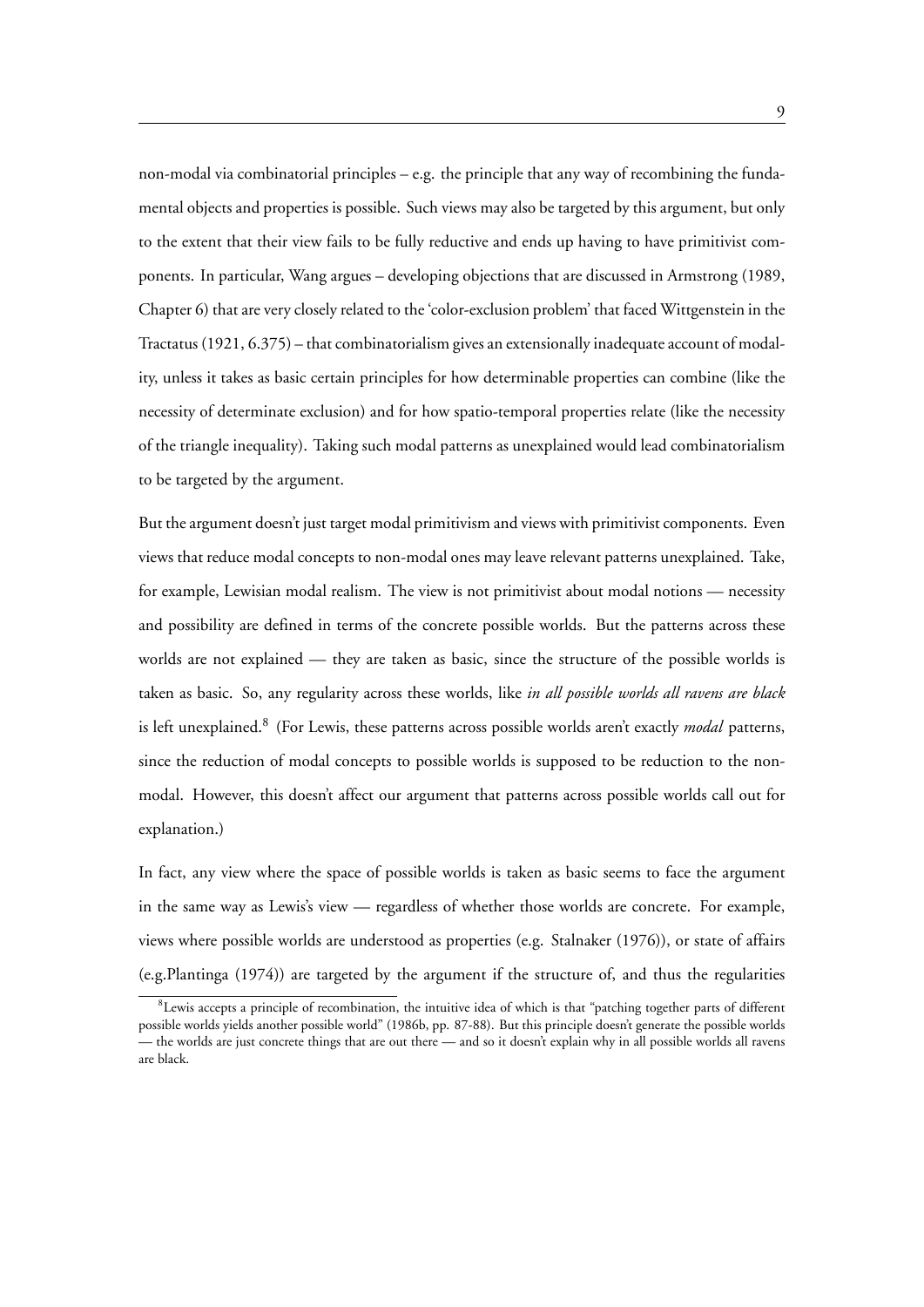non-modal via combinatorial principles – e.g. the principle that any way of recombining the fundamental objects and properties is possible. Such views may also be targeted by this argument, but only to the extent that their view fails to be fully reductive and ends up having to have primitivist components. In particular, Wang argues – developing objections that are discussed in Armstrong (1989, Chapter 6) that are very closely related to the 'color-exclusion problem' that faced Wittgenstein in the Tractatus (1921, 6.375) – that combinatorialism gives an extensionally inadequate account of modality, unless it takes as basic certain principles for how determinable properties can combine (like the necessity of determinate exclusion) and for how spatio-temporal properties relate (like the necessity of the triangle inequality). Taking such modal patterns as unexplained would lead combinatorialism to be targeted by the argument.

But the argument doesn't just target modal primitivism and views with primitivist components. Even views that reduce modal concepts to non-modal ones may leave relevant patterns unexplained. Take, for example, Lewisian modal realism. The view is not primitivist about modal notions — necessity and possibility are defined in terms of the concrete possible worlds. But the patterns across these worlds are not explained — they are taken as basic, since the structure of the possible worlds is taken as basic. So, any regularity across these worlds, like *in all possible worlds all ravens are black* is left unexplained.[8] (For Lewis, these patterns across possible worlds aren't exactly *modal* patterns, since the reduction of modal concepts to possible worlds is supposed to be reduction to the non-modal. However, this doesn't affect our argument that patterns across possible worlds call out for explanation.)

In fact, any view where the space of possible worlds is taken as basic seems to face the argument in the same way as Lewis's view — regardless of whether those worlds are concrete. For example, views where possible worlds are understood as properties (e.g. Stalnaker (1976)), or state of affairs (e.g.Plantinga (1974)) are targeted by the argument if the structure of, and thus the regularities

[8] Lewis accepts a principle of recombination, the intuitive idea of which is that "patching together parts of different possible worlds yields another possible world" (1986b, pp. 87-88). But this principle doesn't generate the possible worlds — the worlds are just concrete things that are out there — and so it doesn't explain why in all possible worlds all ravens are black.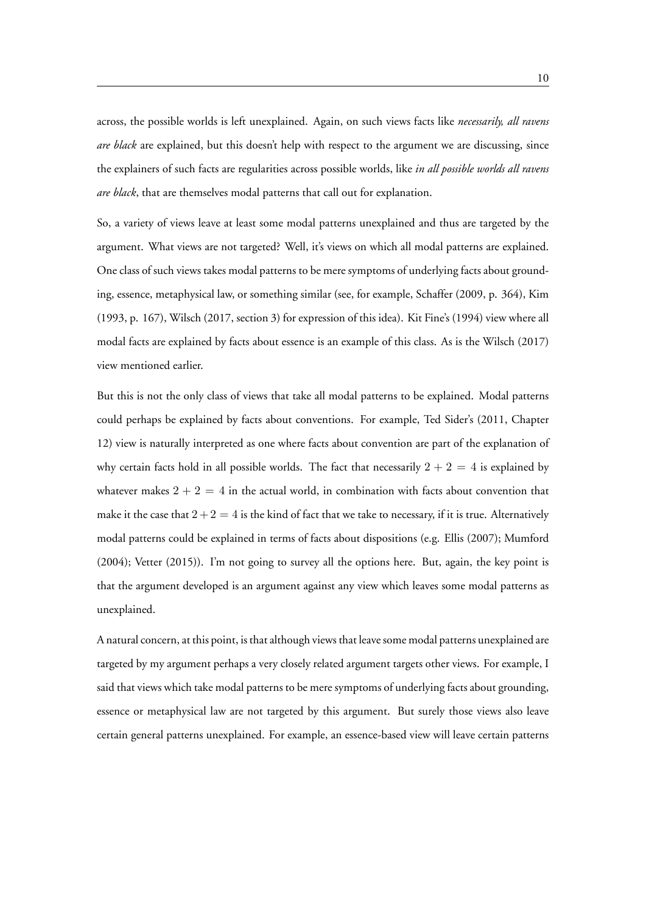across, the possible worlds is left unexplained. Again, on such views facts like *necessarily, all ravens are black* are explained, but this doesn't help with respect to the argument we are discussing, since the explainers of such facts are regularities across possible worlds, like *in all possible worlds all ravens are black*, that are themselves modal patterns that call out for explanation.

So, a variety of views leave at least some modal patterns unexplained and thus are targeted by the argument. What views are not targeted? Well, it's views on which all modal patterns are explained. One class of such views takes modal patterns to be mere symptoms of underlying facts about grounding, essence, metaphysical law, or something similar (see, for example, Schaffer (2009, p. 364), Kim (1993, p. 167), Wilsch (2017, section 3) for expression of this idea). Kit Fine's (1994) view where all modal facts are explained by facts about essence is an example of this class. As is the Wilsch (2017) view mentioned earlier.

But this is not the only class of views that take all modal patterns to be explained. Modal patterns could perhaps be explained by facts about conventions. For example, Ted Sider's (2011, Chapter 12) view is naturally interpreted as one where facts about convention are part of the explanation of why certain facts hold in all possible worlds. The fact that necessarily $2 + 2 = 4$ is explained by whatever makes $2 + 2 = 4$ in the actual world, in combination with facts about convention that make it the case that $2 + 2 = 4$ is the kind of fact that we take to necessary, if it is true. Alternatively modal patterns could be explained in terms of facts about dispositions (e.g. Ellis (2007); Mumford (2004); Vetter (2015)). I'm not going to survey all the options here. But, again, the key point is that the argument developed is an argument against any view which leaves some modal patterns as unexplained.

A natural concern, at this point, is that although views that leave some modal patterns unexplained are targeted by my argument perhaps a very closely related argument targets other views. For example, I said that views which take modal patterns to be mere symptoms of underlying facts about grounding, essence or metaphysical law are not targeted by this argument. But surely those views also leave certain general patterns unexplained. For example, an essence-based view will leave certain patterns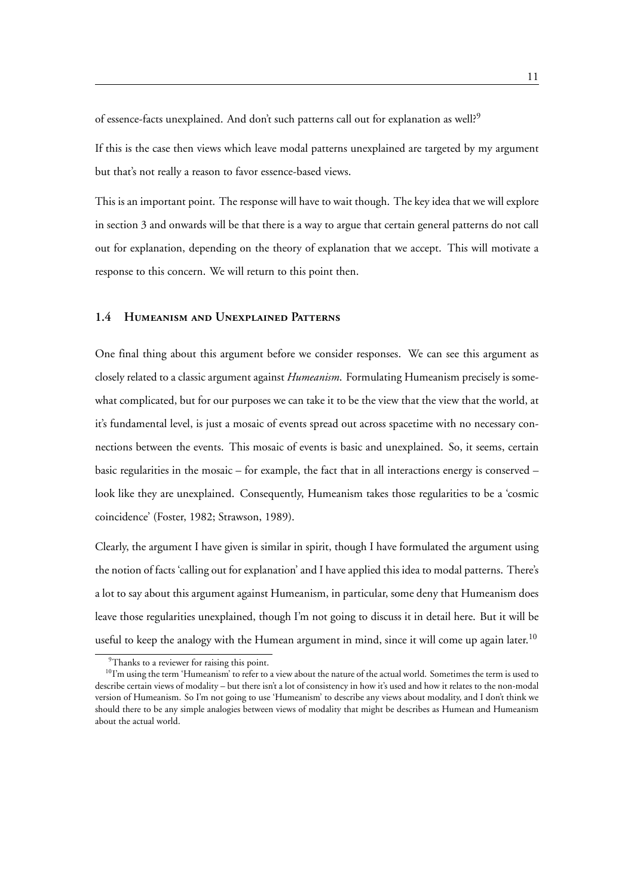of essence-facts unexplained. And don't such patterns call out for explanation as well?[9]

If this is the case then views which leave modal patterns unexplained are targeted by my argument but that's not really a reason to favor essence-based views.

This is an important point. The response will have to wait though. The key idea that we will explore in section 3 and onwards will be that there is a way to argue that certain general patterns do not call out for explanation, depending on the theory of explanation that we accept. This will motivate a response to this concern. We will return to this point then.

### 1.4 Humeanism and Unexplained Patterns

One final thing about this argument before we consider responses. We can see this argument as closely related to a classic argument against *Humeanism*. Formulating Humeanism precisely is somewhat complicated, but for our purposes we can take it to be the view that the view that the world, at it's fundamental level, is just a mosaic of events spread out across spacetime with no necessary connections between the events. This mosaic of events is basic and unexplained. So, it seems, certain basic regularities in the mosaic – for example, the fact that in all interactions energy is conserved – look like they are unexplained. Consequently, Humeanism takes those regularities to be a 'cosmic coincidence' (Foster, 1982; Strawson, 1989).

Clearly, the argument I have given is similar in spirit, though I have formulated the argument using the notion of facts 'calling out for explanation' and I have applied this idea to modal patterns. There's a lot to say about this argument against Humeanism, in particular, some deny that Humeanism does leave those regularities unexplained, though I'm not going to discuss it in detail here. But it will be useful to keep the analogy with the Humean argument in mind, since it will come up again later.[10]

---

[9] Thanks to a reviewer for raising this point.

[10] I'm using the term 'Humeanism' to refer to a view about the nature of the actual world. Sometimes the term is used to describe certain views of modality – but there isn't a lot of consistency in how it's used and how it relates to the non-modal version of Humeanism. So I'm not going to use 'Humeanism' to describe any views about modality, and I don't think we should there to be any simple analogies between views of modality that might be describes as Humean and Humeanism about the actual world.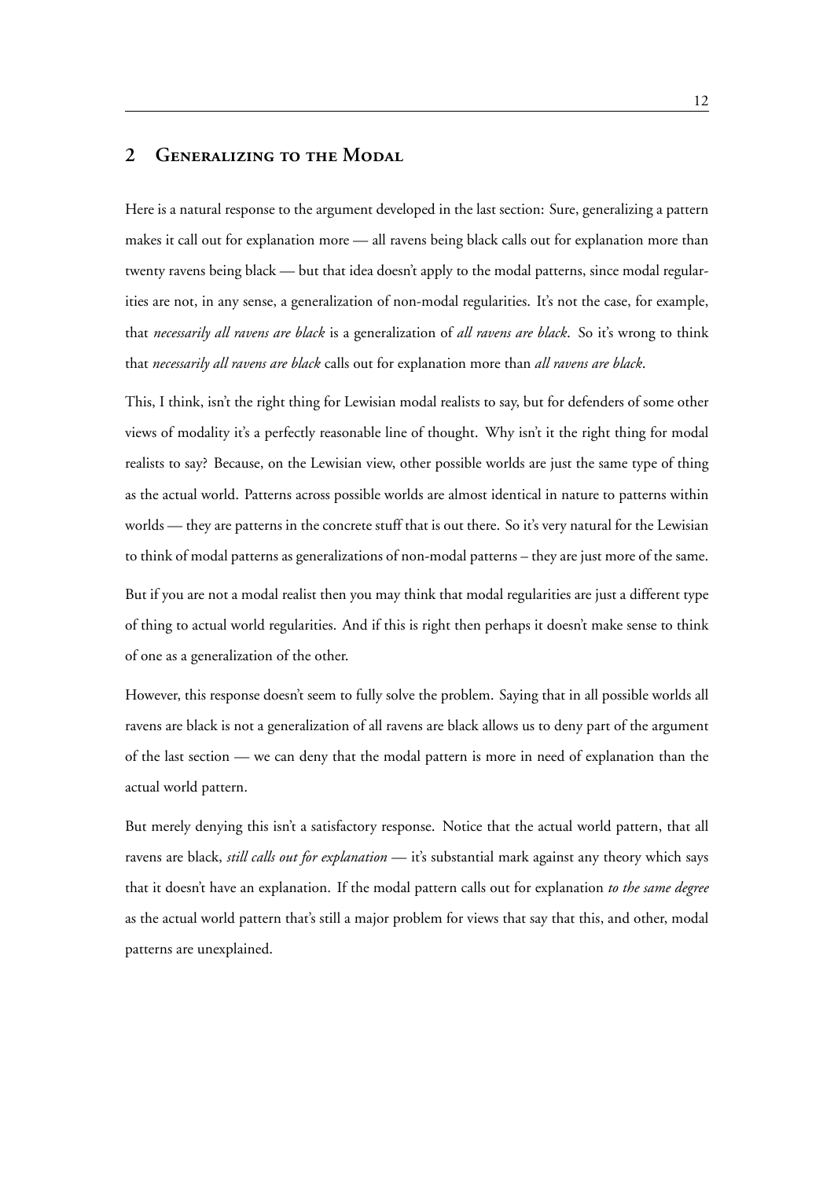## 2 Generalizing to the Modal

Here is a natural response to the argument developed in the last section: Sure, generalizing a pattern makes it call out for explanation more — all ravens being black calls out for explanation more than twenty ravens being black — but that idea doesn't apply to the modal patterns, since modal regularities are not, in any sense, a generalization of non-modal regularities. It's not the case, for example, that *necessarily all ravens are black* is a generalization of *all ravens are black*. So it's wrong to think that *necessarily all ravens are black* calls out for explanation more than *all ravens are black*.

This, I think, isn't the right thing for Lewisian modal realists to say, but for defenders of some other views of modality it's a perfectly reasonable line of thought. Why isn't it the right thing for modal realists to say? Because, on the Lewisian view, other possible worlds are just the same type of thing as the actual world. Patterns across possible worlds are almost identical in nature to patterns within worlds — they are patterns in the concrete stuff that is out there. So it's very natural for the Lewisian to think of modal patterns as generalizations of non-modal patterns – they are just more of the same.

But if you are not a modal realist then you may think that modal regularities are just a different type of thing to actual world regularities. And if this is right then perhaps it doesn't make sense to think of one as a generalization of the other.

However, this response doesn't seem to fully solve the problem. Saying that in all possible worlds all ravens are black is not a generalization of all ravens are black allows us to deny part of the argument of the last section — we can deny that the modal pattern is more in need of explanation than the actual world pattern.

But merely denying this isn't a satisfactory response. Notice that the actual world pattern, that all ravens are black, *still calls out for explanation* — it's substantial mark against any theory which says that it doesn't have an explanation. If the modal pattern calls out for explanation *to the same degree* as the actual world pattern that's still a major problem for views that say that this, and other, modal patterns are unexplained.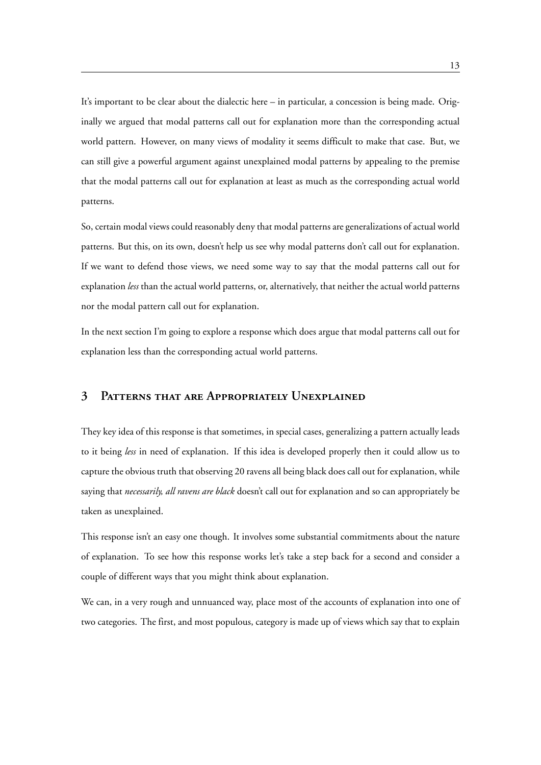It's important to be clear about the dialectic here – in particular, a concession is being made. Originally we argued that modal patterns call out for explanation more than the corresponding actual world pattern. However, on many views of modality it seems difficult to make that case. But, we can still give a powerful argument against unexplained modal patterns by appealing to the premise that the modal patterns call out for explanation at least as much as the corresponding actual world patterns.

So, certain modal views could reasonably deny that modal patterns are generalizations of actual world patterns. But this, on its own, doesn't help us see why modal patterns don't call out for explanation. If we want to defend those views, we need some way to say that the modal patterns call out for explanation *less* than the actual world patterns, or, alternatively, that neither the actual world patterns nor the modal pattern call out for explanation.

In the next section I'm going to explore a response which does argue that modal patterns call out for explanation less than the corresponding actual world patterns.

## 3 Patterns that are Appropriately Unexplained

They key idea of this response is that sometimes, in special cases, generalizing a pattern actually leads to it being *less* in need of explanation. If this idea is developed properly then it could allow us to capture the obvious truth that observing 20 ravens all being black does call out for explanation, while saying that *necessarily, all ravens are black* doesn't call out for explanation and so can appropriately be taken as unexplained.

This response isn't an easy one though. It involves some substantial commitments about the nature of explanation. To see how this response works let's take a step back for a second and consider a couple of different ways that you might think about explanation.

We can, in a very rough and unnuanced way, place most of the accounts of explanation into one of two categories. The first, and most populous, category is made up of views which say that to explain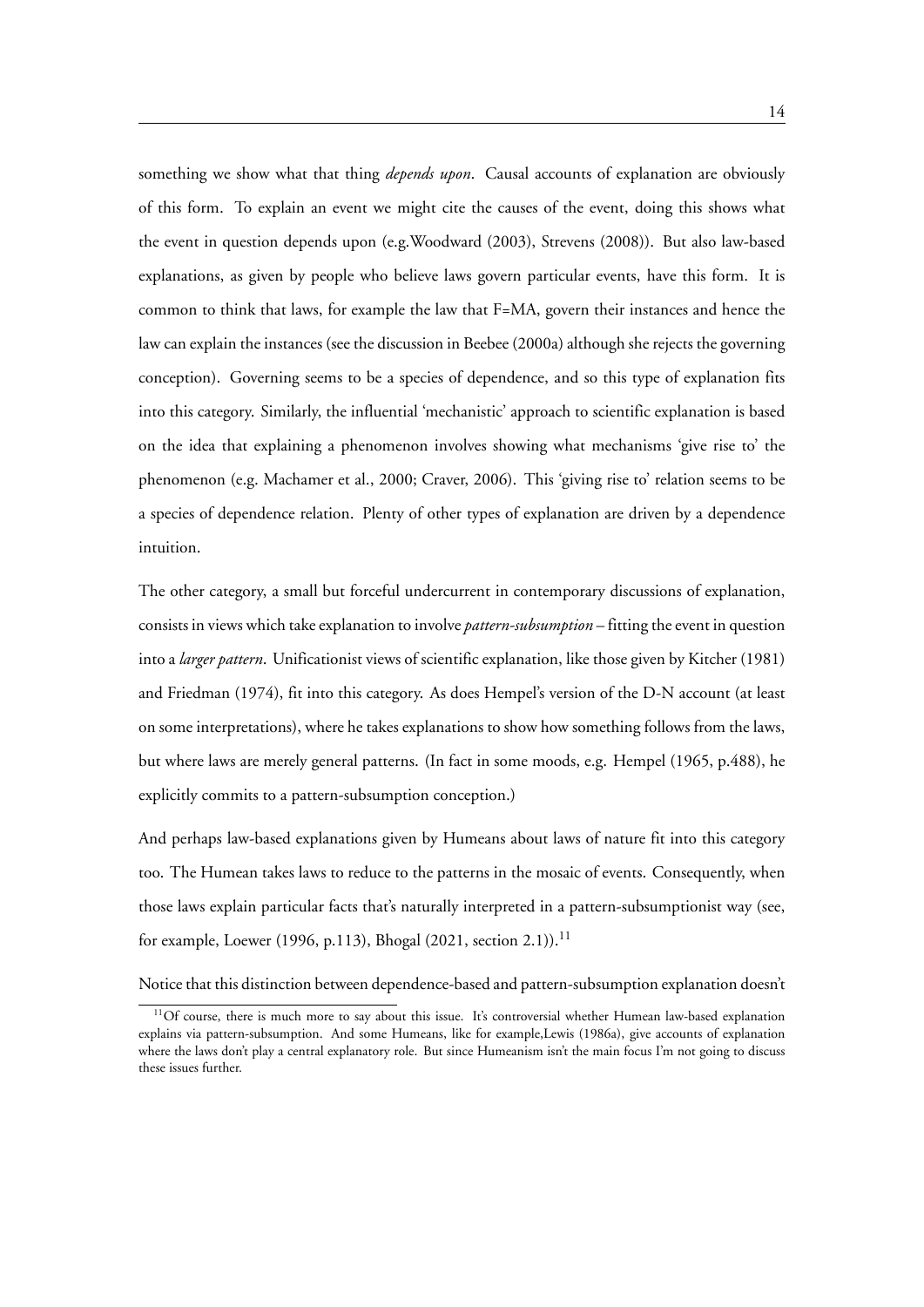something we show what that thing *depends upon*. Causal accounts of explanation are obviously of this form. To explain an event we might cite the causes of the event, doing this shows what the event in question depends upon (e.g.Woodward (2003), Strevens (2008)). But also law-based explanations, as given by people who believe laws govern particular events, have this form. It is common to think that laws, for example the law that F=MA, govern their instances and hence the law can explain the instances (see the discussion in Beebee (2000a) although she rejects the governing conception). Governing seems to be a species of dependence, and so this type of explanation fits into this category. Similarly, the influential 'mechanistic' approach to scientific explanation is based on the idea that explaining a phenomenon involves showing what mechanisms 'give rise to' the phenomenon (e.g. Machamer et al., 2000; Craver, 2006). This 'giving rise to' relation seems to be a species of dependence relation. Plenty of other types of explanation are driven by a dependence intuition.

The other category, a small but forceful undercurrent in contemporary discussions of explanation, consists in views which take explanation to involve *pattern-subsumption* – fitting the event in question into a *larger pattern*. Unificationist views of scientific explanation, like those given by Kitcher (1981) and Friedman (1974), fit into this category. As does Hempel's version of the D-N account (at least on some interpretations), where he takes explanations to show how something follows from the laws, but where laws are merely general patterns. (In fact in some moods, e.g. Hempel (1965, p.488), he explicitly commits to a pattern-subsumption conception.)

And perhaps law-based explanations given by Humeans about laws of nature fit into this category too. The Humean takes laws to reduce to the patterns in the mosaic of events. Consequently, when those laws explain particular facts that's naturally interpreted in a pattern-subsumptionist way (see, for example, Loewer (1996, p.113), Bhogal (2021, section 2.1)).[11]

Notice that this distinction between dependence-based and pattern-subsumption explanation doesn't

[11] Of course, there is much more to say about this issue. It's controversial whether Humean law-based explanation explains via pattern-subsumption. And some Humeans, like for example,Lewis (1986a), give accounts of explanation where the laws don't play a central explanatory role. But since Humeanism isn't the main focus I'm not going to discuss these issues further.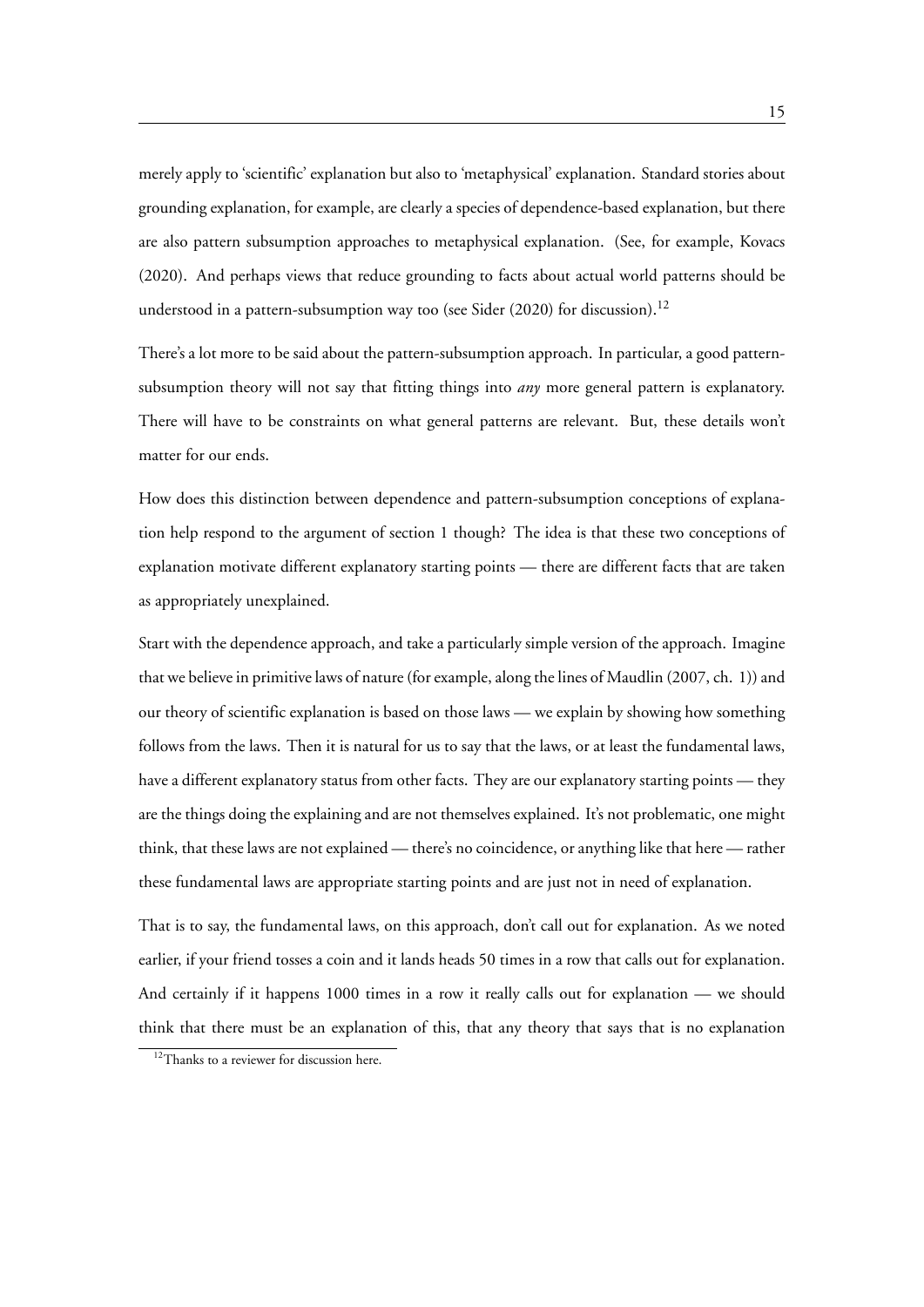merely apply to 'scientific' explanation but also to 'metaphysical' explanation. Standard stories about grounding explanation, for example, are clearly a species of dependence-based explanation, but there are also pattern subsumption approaches to metaphysical explanation. (See, for example, Kovacs (2020). And perhaps views that reduce grounding to facts about actual world patterns should be understood in a pattern-subsumption way too (see Sider (2020) for discussion).[12]

There's a lot more to be said about the pattern-subsumption approach. In particular, a good pattern-subsumption theory will not say that fitting things into *any* more general pattern is explanatory. There will have to be constraints on what general patterns are relevant. But, these details won't matter for our ends.

How does this distinction between dependence and pattern-subsumption conceptions of explanation help respond to the argument of section 1 though? The idea is that these two conceptions of explanation motivate different explanatory starting points — there are different facts that are taken as appropriately unexplained.

Start with the dependence approach, and take a particularly simple version of the approach. Imagine that we believe in primitive laws of nature (for example, along the lines of Maudlin (2007, ch. 1)) and our theory of scientific explanation is based on those laws — we explain by showing how something follows from the laws. Then it is natural for us to say that the laws, or at least the fundamental laws, have a different explanatory status from other facts. They are our explanatory starting points — they are the things doing the explaining and are not themselves explained. It's not problematic, one might think, that these laws are not explained — there's no coincidence, or anything like that here — rather these fundamental laws are appropriate starting points and are just not in need of explanation.

That is to say, the fundamental laws, on this approach, don't call out for explanation. As we noted earlier, if your friend tosses a coin and it lands heads 50 times in a row that calls out for explanation. And certainly if it happens 1000 times in a row it really calls out for explanation — we should think that there must be an explanation of this, that any theory that says that is no explanation

[12] Thanks to a reviewer for discussion here.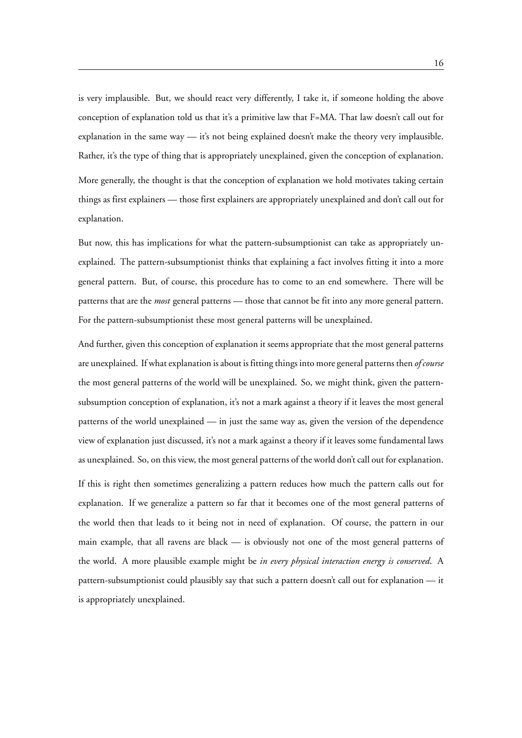is very implausible. But, we should react very differently, I take it, if someone holding the above conception of explanation told us that it's a primitive law that F=MA. That law doesn't call out for explanation in the same way — it's not being explained doesn't make the theory very implausible. Rather, it's the type of thing that is appropriately unexplained, given the conception of explanation.

More generally, the thought is that the conception of explanation we hold motivates taking certain things as first explainers — those first explainers are appropriately unexplained and don't call out for explanation.

But now, this has implications for what the pattern-subsumptionist can take as appropriately unexplained. The pattern-subsumptionist thinks that explaining a fact involves fitting it into a more general pattern. But, of course, this procedure has to come to an end somewhere. There will be patterns that are the *most* general patterns — those that cannot be fit into any more general pattern. For the pattern-subsumptionist these most general patterns will be unexplained.

And further, given this conception of explanation it seems appropriate that the most general patterns are unexplained. If what explanation is about is fitting things into more general patterns then *of course* the most general patterns of the world will be unexplained. So, we might think, given the pattern-subsumption conception of explanation, it's not a mark against a theory if it leaves the most general patterns of the world unexplained — in just the same way as, given the version of the dependence view of explanation just discussed, it's not a mark against a theory if it leaves some fundamental laws as unexplained. So, on this view, the most general patterns of the world don't call out for explanation.

If this is right then sometimes generalizing a pattern reduces how much the pattern calls out for explanation. If we generalize a pattern so far that it becomes one of the most general patterns of the world then that leads to it being not in need of explanation. Of course, the pattern in our main example, that all ravens are black — is obviously not one of the most general patterns of the world. A more plausible example might be *in every physical interaction energy is conserved*. A pattern-subsumptionist could plausibly say that such a pattern doesn't call out for explanation — it is appropriately unexplained.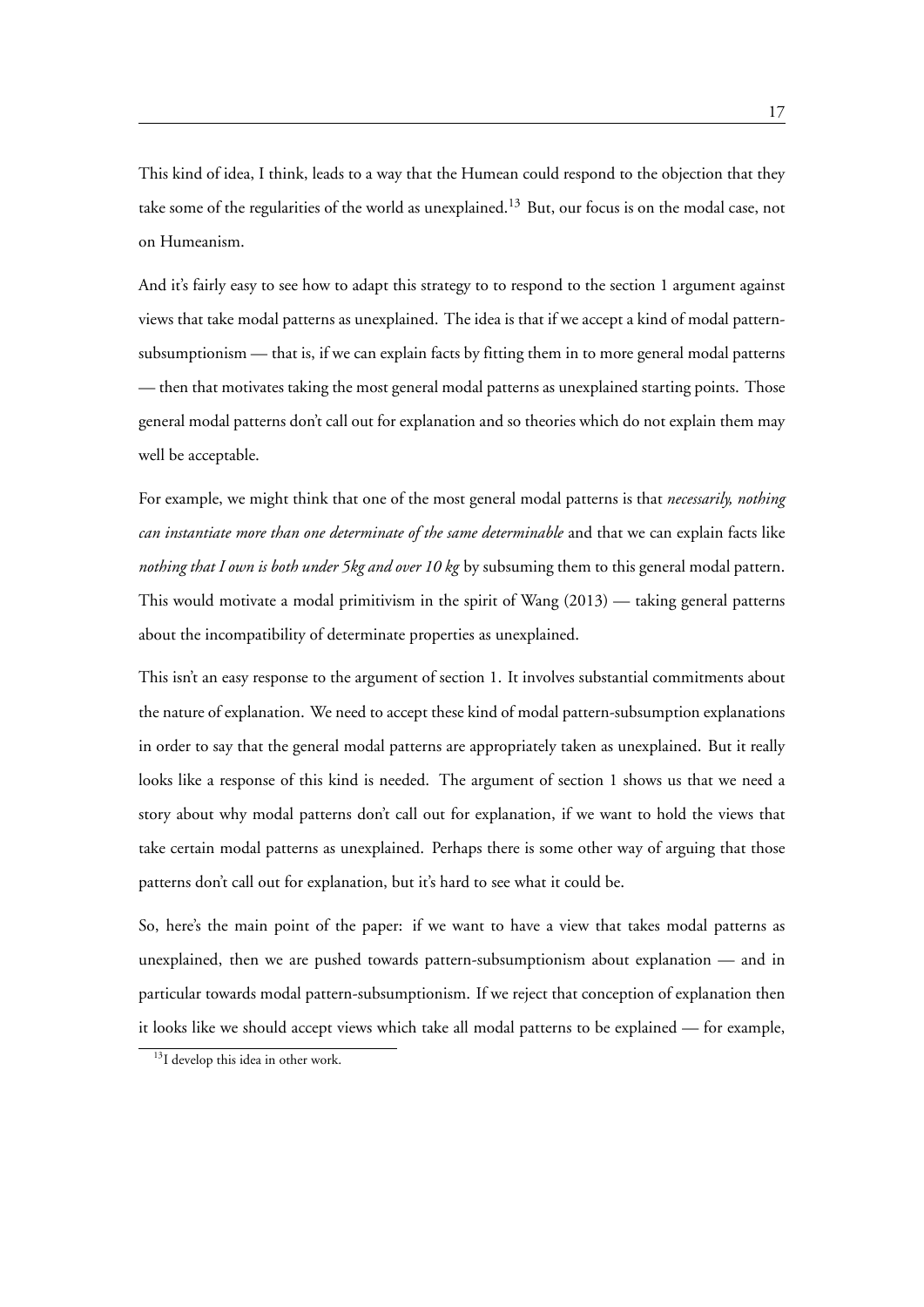This kind of idea, I think, leads to a way that the Humean could respond to the objection that they take some of the regularities of the world as unexplained.[13] But, our focus is on the modal case, not on Humeanism.

And it's fairly easy to see how to adapt this strategy to to respond to the section 1 argument against views that take modal patterns as unexplained. The idea is that if we accept a kind of modal pattern-subsumptionism — that is, if we can explain facts by fitting them in to more general modal patterns — then that motivates taking the most general modal patterns as unexplained starting points. Those general modal patterns don't call out for explanation and so theories which do not explain them may well be acceptable.

For example, we might think that one of the most general modal patterns is that *necessarily, nothing can instantiate more than one determinate of the same determinable* and that we can explain facts like *nothing that I own is both under 5kg and over 10 kg* by subsuming them to this general modal pattern. This would motivate a modal primitivism in the spirit of Wang (2013) — taking general patterns about the incompatibility of determinate properties as unexplained.

This isn't an easy response to the argument of section 1. It involves substantial commitments about the nature of explanation. We need to accept these kind of modal pattern-subsumption explanations in order to say that the general modal patterns are appropriately taken as unexplained. But it really looks like a response of this kind is needed. The argument of section 1 shows us that we need a story about why modal patterns don't call out for explanation, if we want to hold the views that take certain modal patterns as unexplained. Perhaps there is some other way of arguing that those patterns don't call out for explanation, but it's hard to see what it could be.

So, here's the main point of the paper: if we want to have a view that takes modal patterns as unexplained, then we are pushed towards pattern-subsumptionism about explanation — and in particular towards modal pattern-subsumptionism. If we reject that conception of explanation then it looks like we should accept views which take all modal patterns to be explained — for example,

[13] I develop this idea in other work.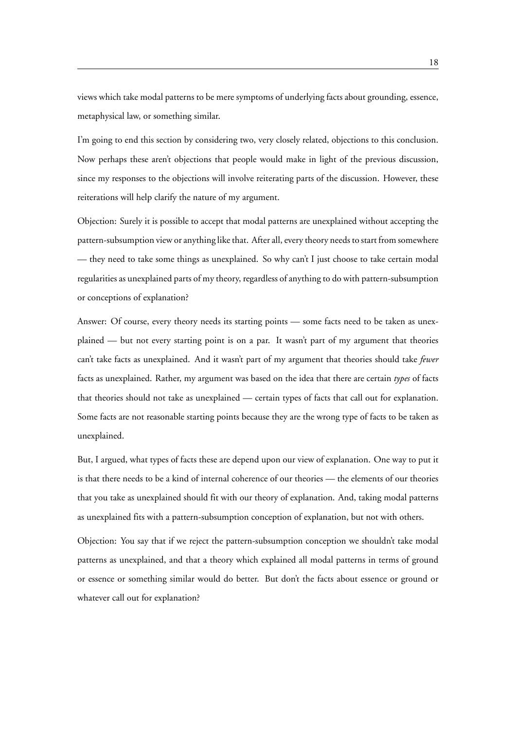views which take modal patterns to be mere symptoms of underlying facts about grounding, essence, metaphysical law, or something similar.

I'm going to end this section by considering two, very closely related, objections to this conclusion. Now perhaps these aren't objections that people would make in light of the previous discussion, since my responses to the objections will involve reiterating parts of the discussion. However, these reiterations will help clarify the nature of my argument.

Objection: Surely it is possible to accept that modal patterns are unexplained without accepting the pattern-subsumption view or anything like that. After all, every theory needs to start from somewhere — they need to take some things as unexplained. So why can't I just choose to take certain modal regularities as unexplained parts of my theory, regardless of anything to do with pattern-subsumption or conceptions of explanation?

Answer: Of course, every theory needs its starting points — some facts need to be taken as unexplained — but not every starting point is on a par. It wasn't part of my argument that theories can't take facts as unexplained. And it wasn't part of my argument that theories should take *fewer* facts as unexplained. Rather, my argument was based on the idea that there are certain *types* of facts that theories should not take as unexplained — certain types of facts that call out for explanation. Some facts are not reasonable starting points because they are the wrong type of facts to be taken as unexplained.

But, I argued, what types of facts these are depend upon our view of explanation. One way to put it is that there needs to be a kind of internal coherence of our theories — the elements of our theories that you take as unexplained should fit with our theory of explanation. And, taking modal patterns as unexplained fits with a pattern-subsumption conception of explanation, but not with others.

Objection: You say that if we reject the pattern-subsumption conception we shouldn't take modal patterns as unexplained, and that a theory which explained all modal patterns in terms of ground or essence or something similar would do better. But don't the facts about essence or ground or whatever call out for explanation?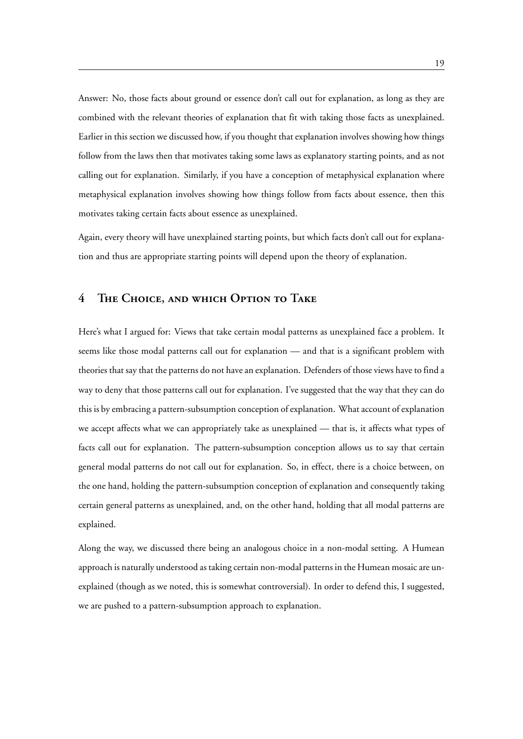Answer: No, those facts about ground or essence don't call out for explanation, as long as they are combined with the relevant theories of explanation that fit with taking those facts as unexplained. Earlier in this section we discussed how, if you thought that explanation involves showing how things follow from the laws then that motivates taking some laws as explanatory starting points, and as not calling out for explanation. Similarly, if you have a conception of metaphysical explanation where metaphysical explanation involves showing how things follow from facts about essence, then this motivates taking certain facts about essence as unexplained.

Again, every theory will have unexplained starting points, but which facts don't call out for explanation and thus are appropriate starting points will depend upon the theory of explanation.

## 4 The Choice, and which Option to Take

Here's what I argued for: Views that take certain modal patterns as unexplained face a problem. It seems like those modal patterns call out for explanation — and that is a significant problem with theories that say that the patterns do not have an explanation. Defenders of those views have to find a way to deny that those patterns call out for explanation. I've suggested that the way that they can do this is by embracing a pattern-subsumption conception of explanation. What account of explanation we accept affects what we can appropriately take as unexplained — that is, it affects what types of facts call out for explanation. The pattern-subsumption conception allows us to say that certain general modal patterns do not call out for explanation. So, in effect, there is a choice between, on the one hand, holding the pattern-subsumption conception of explanation and consequently taking certain general patterns as unexplained, and, on the other hand, holding that all modal patterns are explained.

Along the way, we discussed there being an analogous choice in a non-modal setting. A Humean approach is naturally understood as taking certain non-modal patterns in the Humean mosaic are unexplained (though as we noted, this is somewhat controversial). In order to defend this, I suggested, we are pushed to a pattern-subsumption approach to explanation.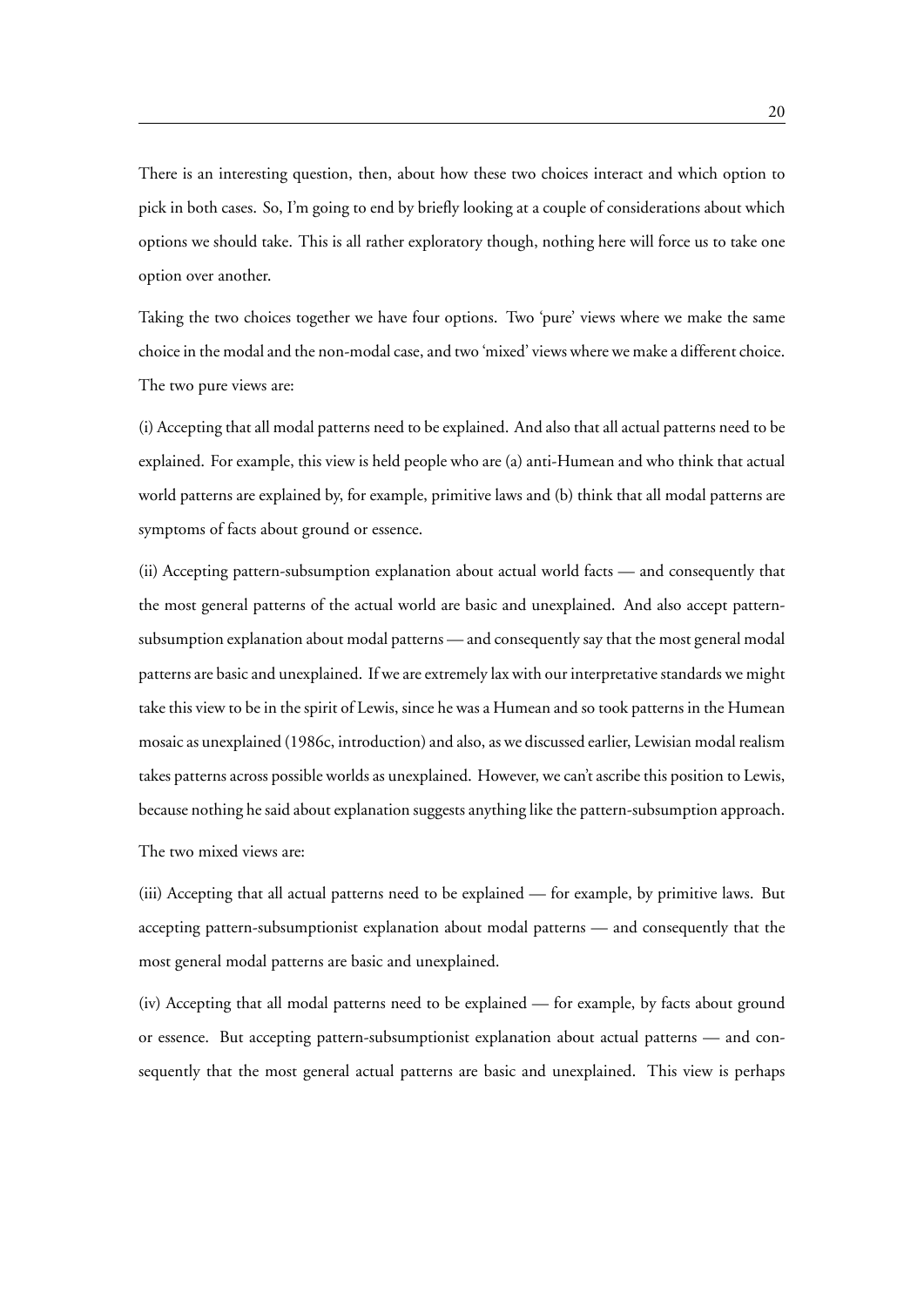There is an interesting question, then, about how these two choices interact and which option to pick in both cases. So, I'm going to end by briefly looking at a couple of considerations about which options we should take. This is all rather exploratory though, nothing here will force us to take one option over another.

Taking the two choices together we have four options. Two 'pure' views where we make the same choice in the modal and the non-modal case, and two 'mixed' views where we make a different choice. The two pure views are:

(i) Accepting that all modal patterns need to be explained. And also that all actual patterns need to be explained. For example, this view is held people who are (a) anti-Humean and who think that actual world patterns are explained by, for example, primitive laws and (b) think that all modal patterns are symptoms of facts about ground or essence.

(ii) Accepting pattern-subsumption explanation about actual world facts — and consequently that the most general patterns of the actual world are basic and unexplained. And also accept pattern-subsumption explanation about modal patterns — and consequently say that the most general modal patterns are basic and unexplained. If we are extremely lax with our interpretative standards we might take this view to be in the spirit of Lewis, since he was a Humean and so took patterns in the Humean mosaic as unexplained (1986c, introduction) and also, as we discussed earlier, Lewisian modal realism takes patterns across possible worlds as unexplained. However, we can't ascribe this position to Lewis, because nothing he said about explanation suggests anything like the pattern-subsumption approach.

The two mixed views are:

(iii) Accepting that all actual patterns need to be explained — for example, by primitive laws. But accepting pattern-subsumptionist explanation about modal patterns — and consequently that the most general modal patterns are basic and unexplained.

(iv) Accepting that all modal patterns need to be explained — for example, by facts about ground or essence. But accepting pattern-subsumptionist explanation about actual patterns — and consequently that the most general actual patterns are basic and unexplained. This view is perhaps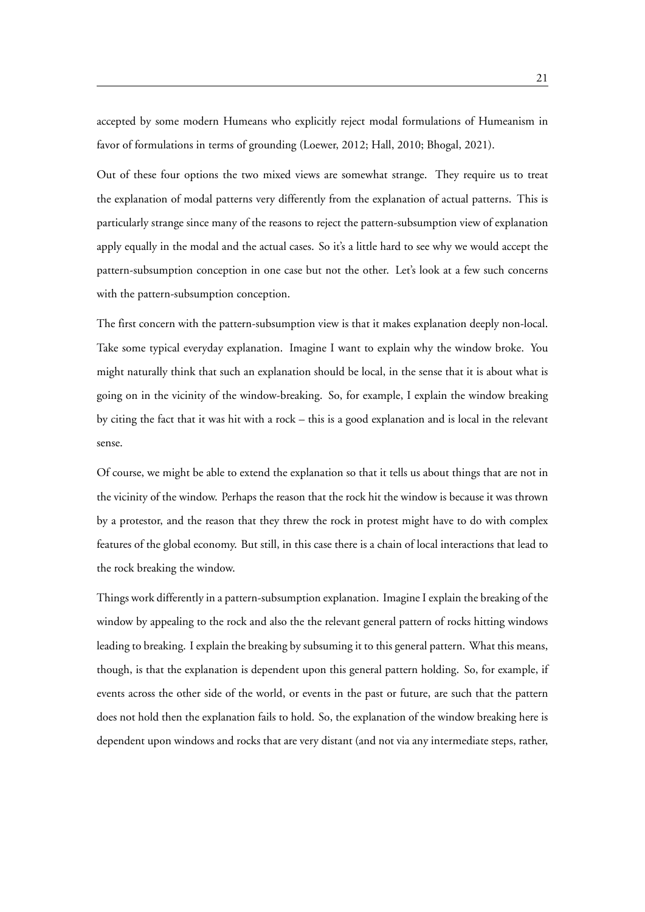accepted by some modern Humeans who explicitly reject modal formulations of Humeanism in favor of formulations in terms of grounding (Loewer, 2012; Hall, 2010; Bhogal, 2021).

Out of these four options the two mixed views are somewhat strange. They require us to treat the explanation of modal patterns very differently from the explanation of actual patterns. This is particularly strange since many of the reasons to reject the pattern-subsumption view of explanation apply equally in the modal and the actual cases. So it's a little hard to see why we would accept the pattern-subsumption conception in one case but not the other. Let's look at a few such concerns with the pattern-subsumption conception.

The first concern with the pattern-subsumption view is that it makes explanation deeply non-local. Take some typical everyday explanation. Imagine I want to explain why the window broke. You might naturally think that such an explanation should be local, in the sense that it is about what is going on in the vicinity of the window-breaking. So, for example, I explain the window breaking by citing the fact that it was hit with a rock – this is a good explanation and is local in the relevant sense.

Of course, we might be able to extend the explanation so that it tells us about things that are not in the vicinity of the window. Perhaps the reason that the rock hit the window is because it was thrown by a protestor, and the reason that they threw the rock in protest might have to do with complex features of the global economy. But still, in this case there is a chain of local interactions that lead to the rock breaking the window.

Things work differently in a pattern-subsumption explanation. Imagine I explain the breaking of the window by appealing to the rock and also the the relevant general pattern of rocks hitting windows leading to breaking. I explain the breaking by subsuming it to this general pattern. What this means, though, is that the explanation is dependent upon this general pattern holding. So, for example, if events across the other side of the world, or events in the past or future, are such that the pattern does not hold then the explanation fails to hold. So, the explanation of the window breaking here is dependent upon windows and rocks that are very distant (and not via any intermediate steps, rather,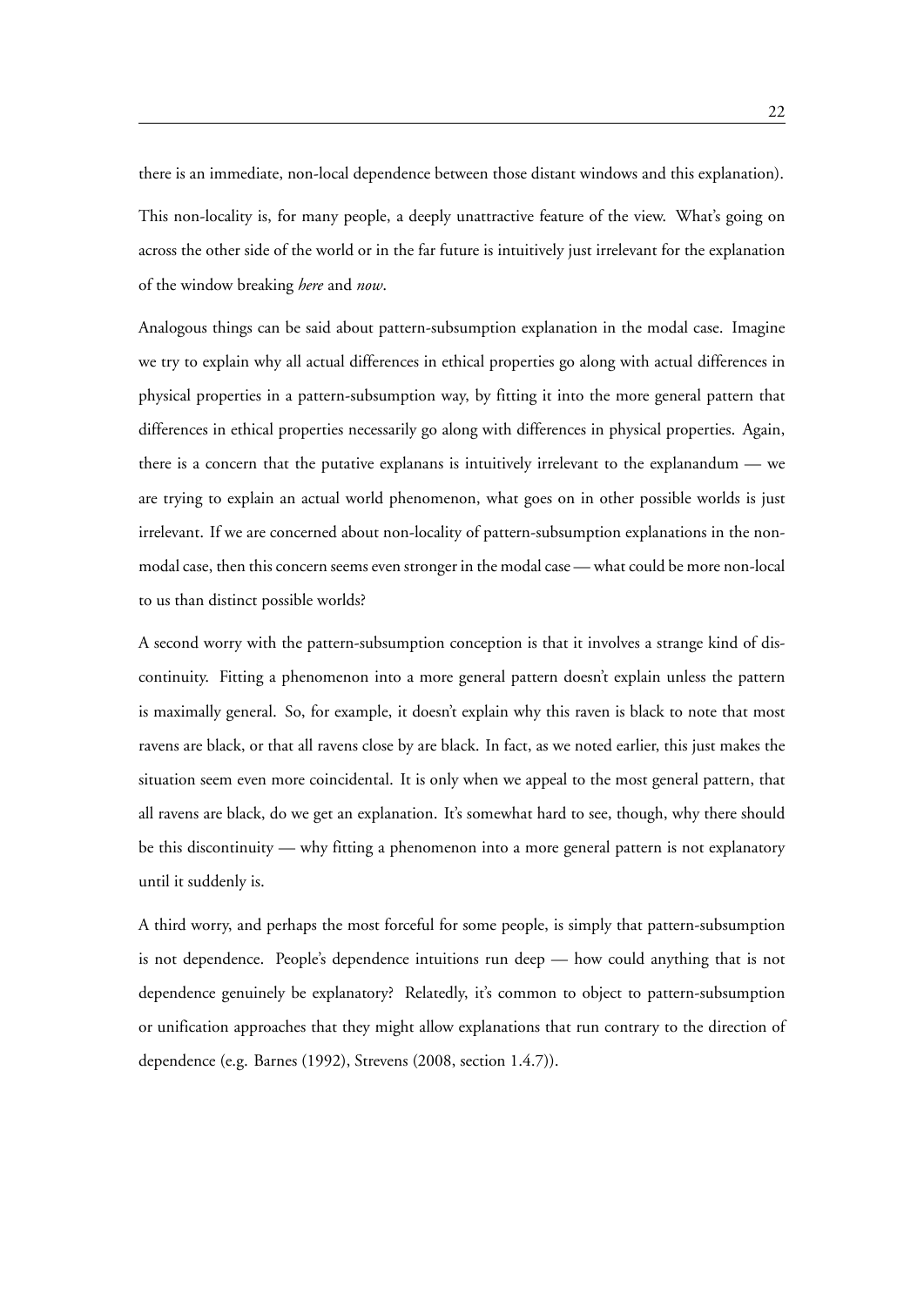there is an immediate, non-local dependence between those distant windows and this explanation).

This non-locality is, for many people, a deeply unattractive feature of the view. What's going on across the other side of the world or in the far future is intuitively just irrelevant for the explanation of the window breaking *here* and *now*.

Analogous things can be said about pattern-subsumption explanation in the modal case. Imagine we try to explain why all actual differences in ethical properties go along with actual differences in physical properties in a pattern-subsumption way, by fitting it into the more general pattern that differences in ethical properties necessarily go along with differences in physical properties. Again, there is a concern that the putative explanans is intuitively irrelevant to the explanandum — we are trying to explain an actual world phenomenon, what goes on in other possible worlds is just irrelevant. If we are concerned about non-locality of pattern-subsumption explanations in the non-modal case, then this concern seems even stronger in the modal case — what could be more non-local to us than distinct possible worlds?

A second worry with the pattern-subsumption conception is that it involves a strange kind of discontinuity. Fitting a phenomenon into a more general pattern doesn't explain unless the pattern is maximally general. So, for example, it doesn't explain why this raven is black to note that most ravens are black, or that all ravens close by are black. In fact, as we noted earlier, this just makes the situation seem even more coincidental. It is only when we appeal to the most general pattern, that all ravens are black, do we get an explanation. It's somewhat hard to see, though, why there should be this discontinuity — why fitting a phenomenon into a more general pattern is not explanatory until it suddenly is.

A third worry, and perhaps the most forceful for some people, is simply that pattern-subsumption is not dependence. People's dependence intuitions run deep — how could anything that is not dependence genuinely be explanatory? Relatedly, it's common to object to pattern-subsumption or unification approaches that they might allow explanations that run contrary to the direction of dependence (e.g. Barnes (1992), Strevens (2008, section 1.4.7)).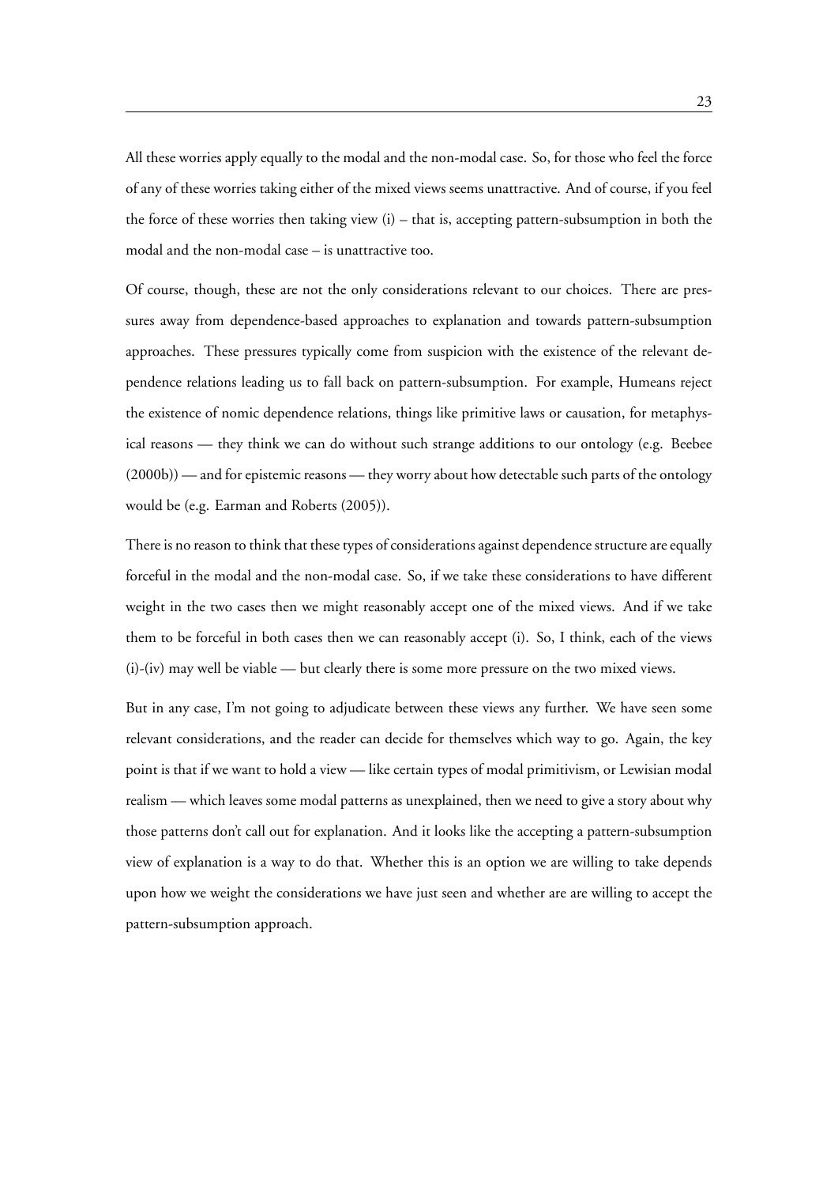All these worries apply equally to the modal and the non-modal case. So, for those who feel the force of any of these worries taking either of the mixed views seems unattractive. And of course, if you feel the force of these worries then taking view (i) – that is, accepting pattern-subsumption in both the modal and the non-modal case – is unattractive too.

Of course, though, these are not the only considerations relevant to our choices. There are pressures away from dependence-based approaches to explanation and towards pattern-subsumption approaches. These pressures typically come from suspicion with the existence of the relevant dependence relations leading us to fall back on pattern-subsumption. For example, Humeans reject the existence of nomic dependence relations, things like primitive laws or causation, for metaphysical reasons — they think we can do without such strange additions to our ontology (e.g. Beebee (2000b)) — and for epistemic reasons — they worry about how detectable such parts of the ontology would be (e.g. Earman and Roberts (2005)).

There is no reason to think that these types of considerations against dependence structure are equally forceful in the modal and the non-modal case. So, if we take these considerations to have different weight in the two cases then we might reasonably accept one of the mixed views. And if we take them to be forceful in both cases then we can reasonably accept (i). So, I think, each of the views (i)-(iv) may well be viable — but clearly there is some more pressure on the two mixed views.

But in any case, I'm not going to adjudicate between these views any further. We have seen some relevant considerations, and the reader can decide for themselves which way to go. Again, the key point is that if we want to hold a view — like certain types of modal primitivism, or Lewisian modal realism — which leaves some modal patterns as unexplained, then we need to give a story about why those patterns don't call out for explanation. And it looks like the accepting a pattern-subsumption view of explanation is a way to do that. Whether this is an option we are willing to take depends upon how we weight the considerations we have just seen and whether are are willing to accept the pattern-subsumption approach.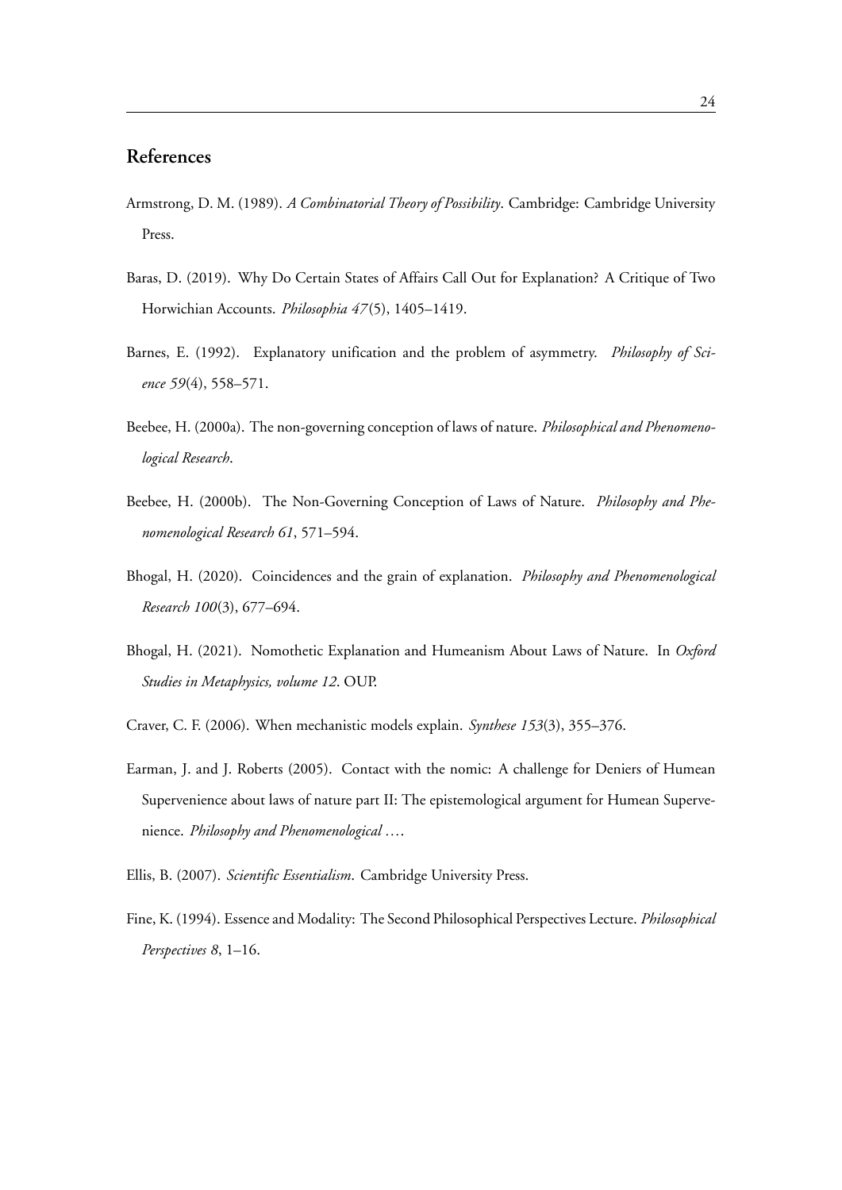## References

Armstrong, D. M. (1989). *A Combinatorial Theory of Possibility*. Cambridge: Cambridge University Press.

Baras, D. (2019). Why Do Certain States of Affairs Call Out for Explanation? A Critique of Two Horwichian Accounts. *Philosophia 47*(5), 1405–1419.

Barnes, E. (1992). Explanatory unification and the problem of asymmetry. *Philosophy of Science 59*(4), 558–571.

Beebee, H. (2000a). The non-governing conception of laws of nature. *Philosophical and Phenomenological Research*.

Beebee, H. (2000b). The Non-Governing Conception of Laws of Nature. *Philosophy and Phenomenological Research 61*, 571–594.

Bhogal, H. (2020). Coincidences and the grain of explanation. *Philosophy and Phenomenological Research 100*(3), 677–694.

Bhogal, H. (2021). Nomothetic Explanation and Humeanism About Laws of Nature. In *Oxford Studies in Metaphysics, volume 12*. OUP.

Craver, C. F. (2006). When mechanistic models explain. *Synthese 153*(3), 355–376.

Earman, J. and J. Roberts (2005). Contact with the nomic: A challenge for Deniers of Humean Supervenience about laws of nature part II: The epistemological argument for Humean Supervenience. *Philosophy and Phenomenological ...*.

Ellis, B. (2007). *Scientific Essentialism*. Cambridge University Press.

Fine, K. (1994). Essence and Modality: The Second Philosophical Perspectives Lecture. *Philosophical Perspectives 8*, 1–16.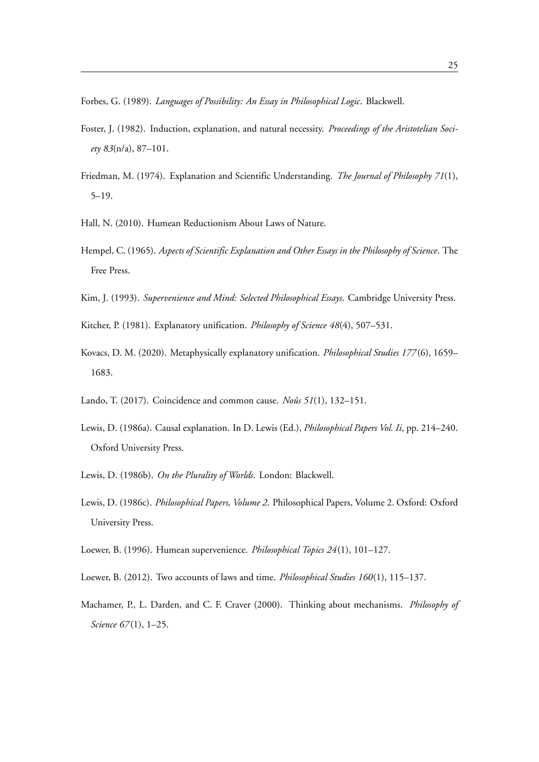Forbes, G. (1989). *Languages of Possibility: An Essay in Philosophical Logic*. Blackwell.

Foster, J. (1982). Induction, explanation, and natural necessity. *Proceedings of the Aristotelian Society 83*(n/a), 87–101.

Friedman, M. (1974). Explanation and Scientific Understanding. *The Journal of Philosophy 71*(1), 5–19.

Hall, N. (2010). Humean Reductionism About Laws of Nature.

Hempel, C. (1965). *Aspects of Scientific Explanation and Other Essays in the Philosophy of Science*. The Free Press.

Kim, J. (1993). *Supervenience and Mind: Selected Philosophical Essays*. Cambridge University Press.

Kitcher, P. (1981). Explanatory unification. *Philosophy of Science 48*(4), 507–531.

Kovacs, D. M. (2020). Metaphysically explanatory unification. *Philosophical Studies 177*(6), 1659–1683.

Lando, T. (2017). Coincidence and common cause. *Noûs 51*(1), 132–151.

Lewis, D. (1986a). Causal explanation. In D. Lewis (Ed.), *Philosophical Papers Vol. Ii*, pp. 214–240. Oxford University Press.

Lewis, D. (1986b). *On the Plurality of Worlds*. London: Blackwell.

Lewis, D. (1986c). *Philosophical Papers, Volume 2*. Philosophical Papers, Volume 2. Oxford: Oxford University Press.

Loewer, B. (1996). Humean supervenience. *Philosophical Topics 24*(1), 101–127.

Loewer, B. (2012). Two accounts of laws and time. *Philosophical Studies 160*(1), 115–137.

Machamer, P., L. Darden, and C. F. Craver (2000). Thinking about mechanisms. *Philosophy of Science 67*(1), 1–25.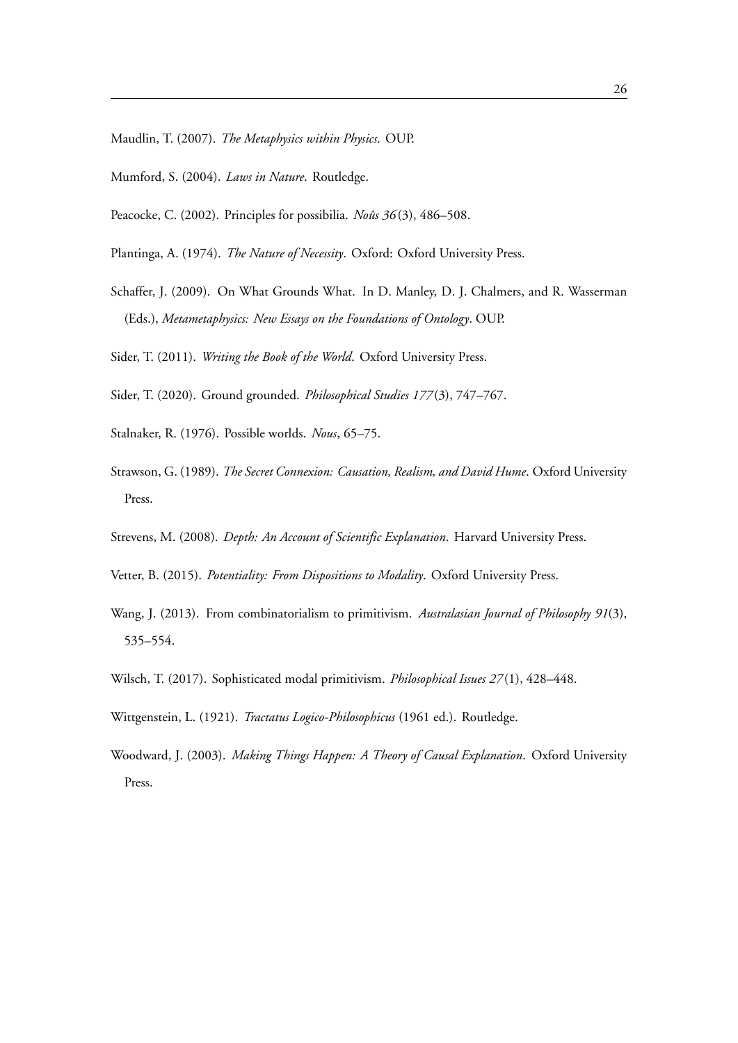Maudlin, T. (2007). *The Metaphysics within Physics*. OUP.

Mumford, S. (2004). *Laws in Nature*. Routledge.

Peacocke, C. (2002). Principles for possibilia. *Noûs 36*(3), 486–508.

Plantinga, A. (1974). *The Nature of Necessity*. Oxford: Oxford University Press.

Schaffer, J. (2009). On What Grounds What. In D. Manley, D. J. Chalmers, and R. Wasserman (Eds.), *Metametaphysics: New Essays on the Foundations of Ontology*. OUP.

Sider, T. (2011). *Writing the Book of the World*. Oxford University Press.

Sider, T. (2020). Ground grounded. *Philosophical Studies 177*(3), 747–767.

Stalnaker, R. (1976). Possible worlds. *Nous*, 65–75.

Strawson, G. (1989). *The Secret Connexion: Causation, Realism, and David Hume*. Oxford University Press.

Strevens, M. (2008). *Depth: An Account of Scientific Explanation*. Harvard University Press.

Vetter, B. (2015). *Potentiality: From Dispositions to Modality*. Oxford University Press.

Wang, J. (2013). From combinatorialism to primitivism. *Australasian Journal of Philosophy 91*(3), 535–554.

Wilsch, T. (2017). Sophisticated modal primitivism. *Philosophical Issues 27*(1), 428–448.

Wittgenstein, L. (1921). *Tractatus Logico-Philosophicus* (1961 ed.). Routledge.

Woodward, J. (2003). *Making Things Happen: A Theory of Causal Explanation*. Oxford University Press.